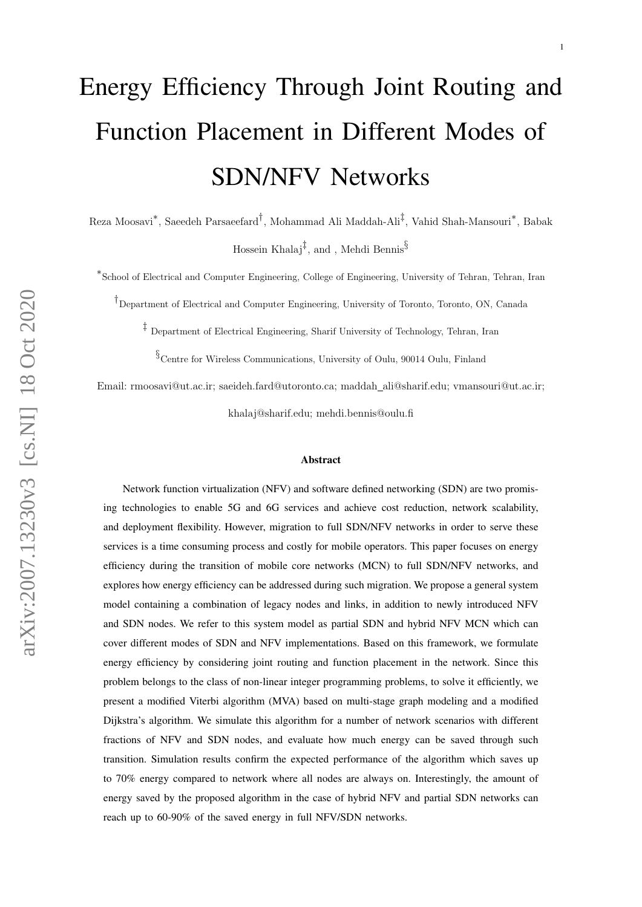# Energy Efficiency Through Joint Routing and Function Placement in Different Modes of SDN/NFV Networks

Reza Moosavi[*], Saeedeh Parsaeefard[†], Mohammad Ali Maddah-Ali[‡], Vahid Shah-Mansouri[*], Babak Hossein Khalaj[‡], and , Mehdi Bennis[§]

[*]School of Electrical and Computer Engineering, College of Engineering, University of Tehran, Tehran, Iran

[†]Department of Electrical and Computer Engineering, University of Toronto, Toronto, ON, Canada

[‡] Department of Electrical Engineering, Sharif University of Technology, Tehran, Iran

[§]Centre for Wireless Communications, University of Oulu, 90014 Oulu, Finland

Email: rmoosavi@ut.ac.ir; saeideh.fard@utoronto.ca; maddah_ali@sharif.edu; vmansouri@ut.ac.ir; khalaj@sharif.edu; mehdi.bennis@oulu.fi

**Abstract**

Network function virtualization (NFV) and software defined networking (SDN) are two promising technologies to enable 5G and 6G services and achieve cost reduction, network scalability, and deployment flexibility. However, migration to full SDN/NFV networks in order to serve these services is a time consuming process and costly for mobile operators. This paper focuses on energy efficiency during the transition of mobile core networks (MCN) to full SDN/NFV networks, and explores how energy efficiency can be addressed during such migration. We propose a general system model containing a combination of legacy nodes and links, in addition to newly introduced NFV and SDN nodes. We refer to this system model as partial SDN and hybrid NFV MCN which can cover different modes of SDN and NFV implementations. Based on this framework, we formulate energy efficiency by considering joint routing and function placement in the network. Since this problem belongs to the class of non-linear integer programming problems, to solve it efficiently, we present a modified Viterbi algorithm (MVA) based on multi-stage graph modeling and a modified Dijkstra's algorithm. We simulate this algorithm for a number of network scenarios with different fractions of NFV and SDN nodes, and evaluate how much energy can be saved through such transition. Simulation results confirm the expected performance of the algorithm which saves up to 70% energy compared to network where all nodes are always on. Interestingly, the amount of energy saved by the proposed algorithm in the case of hybrid NFV and partial SDN networks can reach up to 60-90% of the saved energy in full NFV/SDN networks.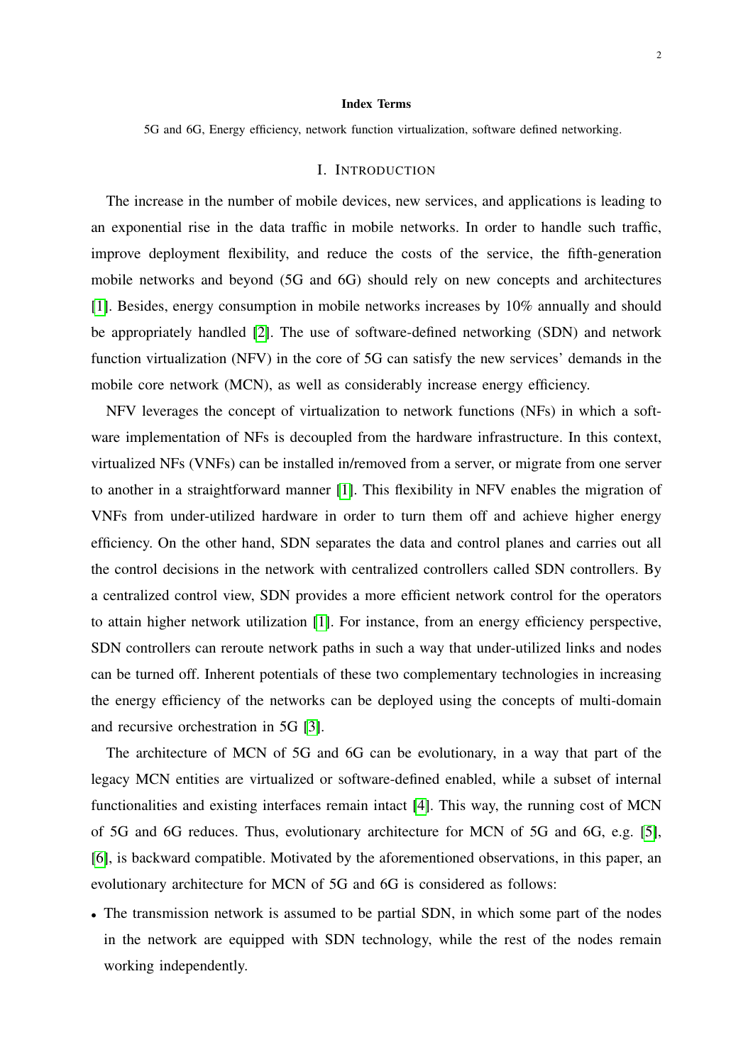**Index Terms**

5G and 6G, Energy efficiency, network function virtualization, software defined networking.

## I. INTRODUCTION

The increase in the number of mobile devices, new services, and applications is leading to an exponential rise in the data traffic in mobile networks. In order to handle such traffic, improve deployment flexibility, and reduce the costs of the service, the fifth-generation mobile networks and beyond (5G and 6G) should rely on new concepts and architectures [1]. Besides, energy consumption in mobile networks increases by 10% annually and should be appropriately handled [2]. The use of software-defined networking (SDN) and network function virtualization (NFV) in the core of 5G can satisfy the new services' demands in the mobile core network (MCN), as well as considerably increase energy efficiency.

NFV leverages the concept of virtualization to network functions (NFs) in which a software implementation of NFs is decoupled from the hardware infrastructure. In this context, virtualized NFs (VNFs) can be installed in/removed from a server, or migrate from one server to another in a straightforward manner [1]. This flexibility in NFV enables the migration of VNFs from under-utilized hardware in order to turn them off and achieve higher energy efficiency. On the other hand, SDN separates the data and control planes and carries out all the control decisions in the network with centralized controllers called SDN controllers. By a centralized control view, SDN provides a more efficient network control for the operators to attain higher network utilization [1]. For instance, from an energy efficiency perspective, SDN controllers can reroute network paths in such a way that under-utilized links and nodes can be turned off. Inherent potentials of these two complementary technologies in increasing the energy efficiency of the networks can be deployed using the concepts of multi-domain and recursive orchestration in 5G [3].

The architecture of MCN of 5G and 6G can be evolutionary, in a way that part of the legacy MCN entities are virtualized or software-defined enabled, while a subset of internal functionalities and existing interfaces remain intact [4]. This way, the running cost of MCN of 5G and 6G reduces. Thus, evolutionary architecture for MCN of 5G and 6G, e.g. [5], [6], is backward compatible. Motivated by the aforementioned observations, in this paper, an evolutionary architecture for MCN of 5G and 6G is considered as follows:

- The transmission network is assumed to be partial SDN, in which some part of the nodes in the network are equipped with SDN technology, while the rest of the nodes remain working independently.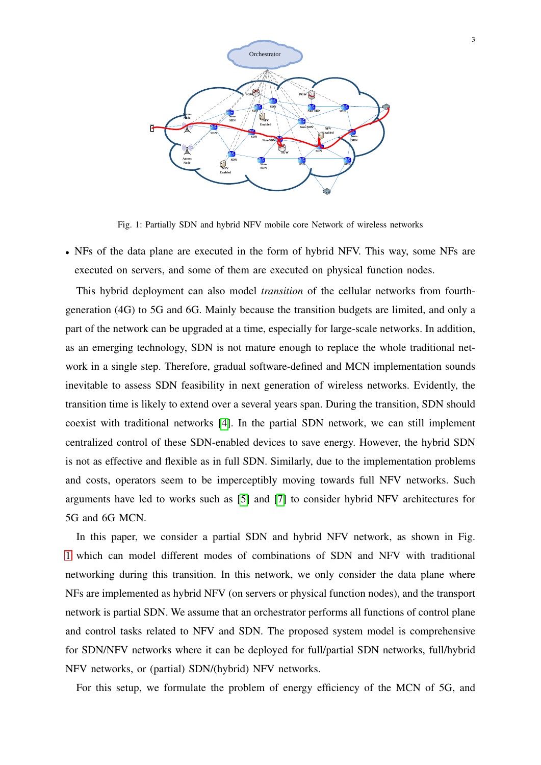Fig. 1: Partially SDN and hybrid NFV mobile core Network of wireless networks

- NFs of the data plane are executed in the form of hybrid NFV. This way, some NFs are executed on servers, and some of them are executed on physical function nodes.

This hybrid deployment can also model *transition* of the cellular networks from fourth-generation (4G) to 5G and 6G. Mainly because the transition budgets are limited, and only a part of the network can be upgraded at a time, especially for large-scale networks. In addition, as an emerging technology, SDN is not mature enough to replace the whole traditional network in a single step. Therefore, gradual software-defined and MCN implementation sounds inevitable to assess SDN feasibility in next generation of wireless networks. Evidently, the transition time is likely to extend over a several years span. During the transition, SDN should coexist with traditional networks [4]. In the partial SDN network, we can still implement centralized control of these SDN-enabled devices to save energy. However, the hybrid SDN is not as effective and flexible as in full SDN. Similarly, due to the implementation problems and costs, operators seem to be imperceptibly moving towards full NFV networks. Such arguments have led to works such as [5] and [7] to consider hybrid NFV architectures for 5G and 6G MCN.

In this paper, we consider a partial SDN and hybrid NFV network, as shown in Fig. 1 which can model different modes of combinations of SDN and NFV with traditional networking during this transition. In this network, we only consider the data plane where NFs are implemented as hybrid NFV (on servers or physical function nodes), and the transport network is partial SDN. We assume that an orchestrator performs all functions of control plane and control tasks related to NFV and SDN. The proposed system model is comprehensive for SDN/NFV networks where it can be deployed for full/partial SDN networks, full/hybrid NFV networks, or (partial) SDN/(hybrid) NFV networks.

For this setup, we formulate the problem of energy efficiency of the MCN of 5G, and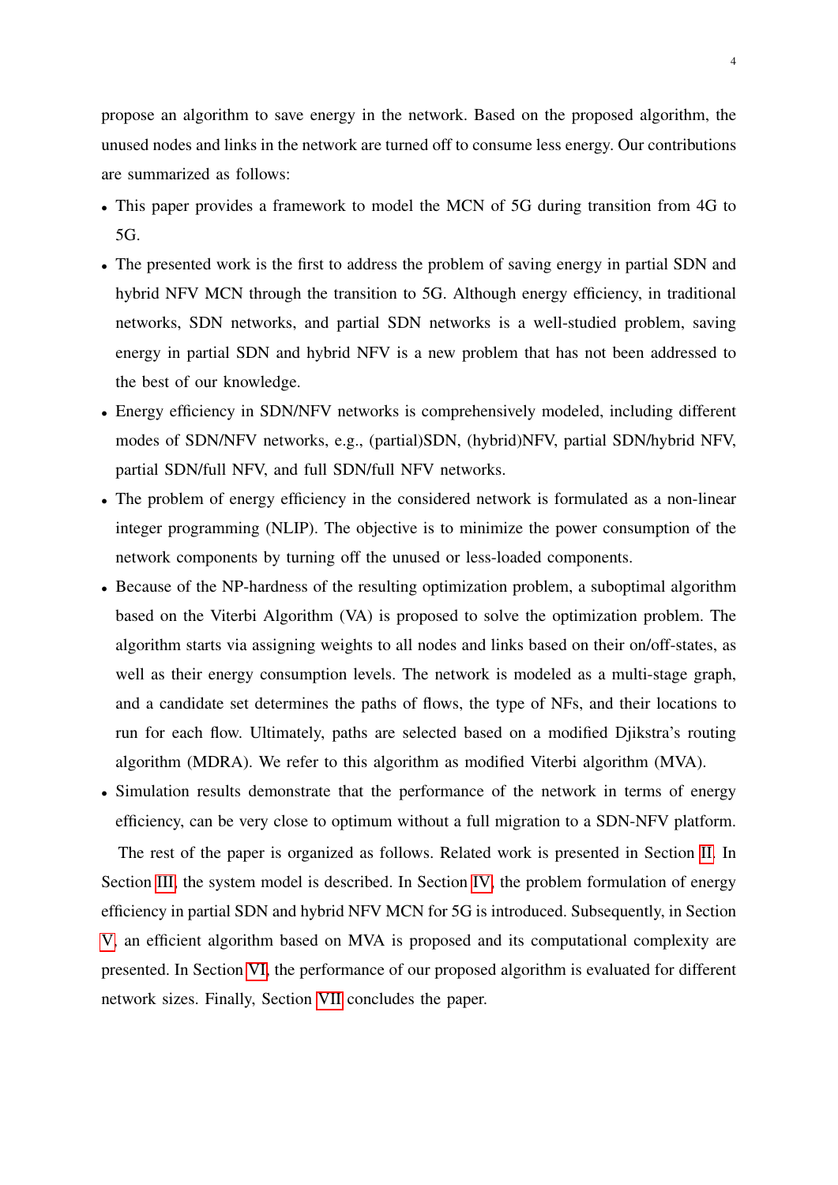propose an algorithm to save energy in the network. Based on the proposed algorithm, the unused nodes and links in the network are turned off to consume less energy. Our contributions are summarized as follows:

- This paper provides a framework to model the MCN of 5G during transition from 4G to 5G.
- The presented work is the first to address the problem of saving energy in partial SDN and hybrid NFV MCN through the transition to 5G. Although energy efficiency, in traditional networks, SDN networks, and partial SDN networks is a well-studied problem, saving energy in partial SDN and hybrid NFV is a new problem that has not been addressed to the best of our knowledge.
- Energy efficiency in SDN/NFV networks is comprehensively modeled, including different modes of SDN/NFV networks, e.g., (partial)SDN, (hybrid)NFV, partial SDN/hybrid NFV, partial SDN/full NFV, and full SDN/full NFV networks.
- The problem of energy efficiency in the considered network is formulated as a non-linear integer programming (NLIP). The objective is to minimize the power consumption of the network components by turning off the unused or less-loaded components.
- Because of the NP-hardness of the resulting optimization problem, a suboptimal algorithm based on the Viterbi Algorithm (VA) is proposed to solve the optimization problem. The algorithm starts via assigning weights to all nodes and links based on their on/off-states, as well as their energy consumption levels. The network is modeled as a multi-stage graph, and a candidate set determines the paths of flows, the type of NFs, and their locations to run for each flow. Ultimately, paths are selected based on a modified Djikstra's routing algorithm (MDRA). We refer to this algorithm as modified Viterbi algorithm (MVA).
- Simulation results demonstrate that the performance of the network in terms of energy efficiency, can be very close to optimum without a full migration to a SDN-NFV platform.

The rest of the paper is organized as follows. Related work is presented in Section II. In Section III, the system model is described. In Section IV, the problem formulation of energy efficiency in partial SDN and hybrid NFV MCN for 5G is introduced. Subsequently, in Section V, an efficient algorithm based on MVA is proposed and its computational complexity are presented. In Section VI, the performance of our proposed algorithm is evaluated for different network sizes. Finally, Section VII concludes the paper.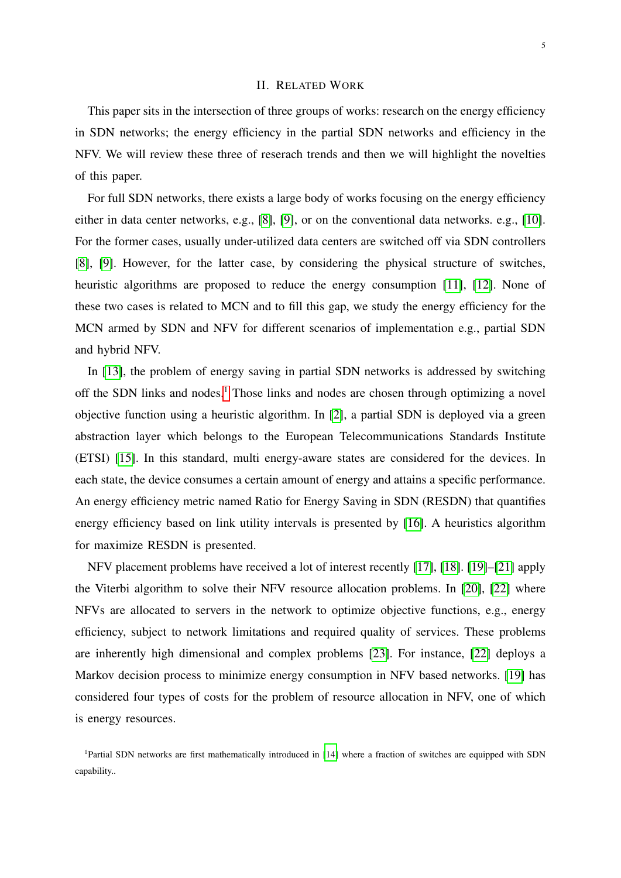## II. Related Work

This paper sits in the intersection of three groups of works: research on the energy efficiency in SDN networks; the energy efficiency in the partial SDN networks and efficiency in the NFV. We will review these three of reserach trends and then we will highlight the novelties of this paper.

For full SDN networks, there exists a large body of works focusing on the energy efficiency either in data center networks, e.g., [8], [9], or on the conventional data networks. e.g., [10]. For the former cases, usually under-utilized data centers are switched off via SDN controllers [8], [9]. However, for the latter case, by considering the physical structure of switches, heuristic algorithms are proposed to reduce the energy consumption [11], [12]. None of these two cases is related to MCN and to fill this gap, we study the energy efficiency for the MCN armed by SDN and NFV for different scenarios of implementation e.g., partial SDN and hybrid NFV.

In [13], the problem of energy saving in partial SDN networks is addressed by switching off the SDN links and nodes.[1] Those links and nodes are chosen through optimizing a novel objective function using a heuristic algorithm. In [2], a partial SDN is deployed via a green abstraction layer which belongs to the European Telecommunications Standards Institute (ETSI) [15]. In this standard, multi energy-aware states are considered for the devices. In each state, the device consumes a certain amount of energy and attains a specific performance. An energy efficiency metric named Ratio for Energy Saving in SDN (RESDN) that quantifies energy efficiency based on link utility intervals is presented by [16]. A heuristics algorithm for maximize RESDN is presented.

NFV placement problems have received a lot of interest recently [17], [18]. [19]–[21] apply the Viterbi algorithm to solve their NFV resource allocation problems. In [20], [22] where NFVs are allocated to servers in the network to optimize objective functions, e.g., energy efficiency, subject to network limitations and required quality of services. These problems are inherently high dimensional and complex problems [23]. For instance, [22] deploys a Markov decision process to minimize energy consumption in NFV based networks. [19] has considered four types of costs for the problem of resource allocation in NFV, one of which is energy resources.

[1] Partial SDN networks are first mathematically introduced in [14] where a fraction of switches are equipped with SDN capability..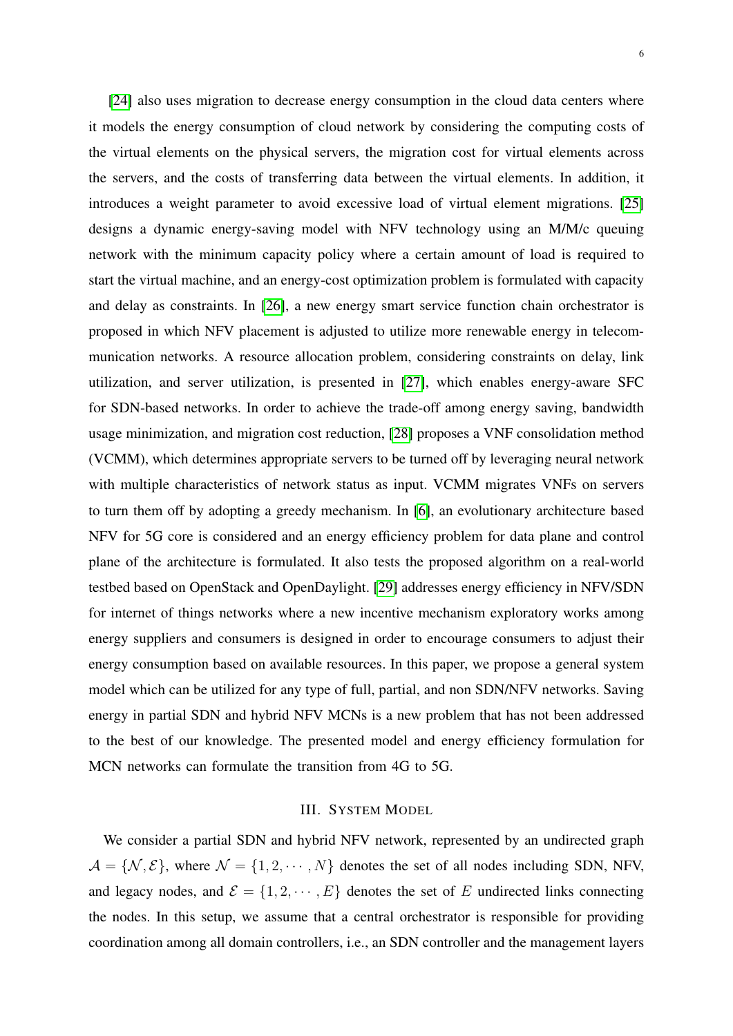[24] also uses migration to decrease energy consumption in the cloud data centers where it models the energy consumption of cloud network by considering the computing costs of the virtual elements on the physical servers, the migration cost for virtual elements across the servers, and the costs of transferring data between the virtual elements. In addition, it introduces a weight parameter to avoid excessive load of virtual element migrations. [25] designs a dynamic energy-saving model with NFV technology using an M/M/c queuing network with the minimum capacity policy where a certain amount of load is required to start the virtual machine, and an energy-cost optimization problem is formulated with capacity and delay as constraints. In [26], a new energy smart service function chain orchestrator is proposed in which NFV placement is adjusted to utilize more renewable energy in telecommunication networks. A resource allocation problem, considering constraints on delay, link utilization, and server utilization, is presented in [27], which enables energy-aware SFC for SDN-based networks. In order to achieve the trade-off among energy saving, bandwidth usage minimization, and migration cost reduction, [28] proposes a VNF consolidation method (VCMM), which determines appropriate servers to be turned off by leveraging neural network with multiple characteristics of network status as input. VCMM migrates VNFs on servers to turn them off by adopting a greedy mechanism. In [6], an evolutionary architecture based NFV for 5G core is considered and an energy efficiency problem for data plane and control plane of the architecture is formulated. It also tests the proposed algorithm on a real-world testbed based on OpenStack and OpenDaylight. [29] addresses energy efficiency in NFV/SDN for internet of things networks where a new incentive mechanism exploratory works among energy suppliers and consumers is designed in order to encourage consumers to adjust their energy consumption based on available resources. In this paper, we propose a general system model which can be utilized for any type of full, partial, and non SDN/NFV networks. Saving energy in partial SDN and hybrid NFV MCNs is a new problem that has not been addressed to the best of our knowledge. The presented model and energy efficiency formulation for MCN networks can formulate the transition from 4G to 5G.

## III. System Model

We consider a partial SDN and hybrid NFV network, represented by an undirected graph $\mathcal{A} = \{\mathcal{N}, \mathcal{E}\}$, where $\mathcal{N} = \{1, 2, \cdots, N\}$ denotes the set of all nodes including SDN, NFV, and legacy nodes, and $\mathcal{E} = \{1, 2, \cdots, E\}$ denotes the set of $E$ undirected links connecting the nodes. In this setup, we assume that a central orchestrator is responsible for providing coordination among all domain controllers, i.e., an SDN controller and the management layers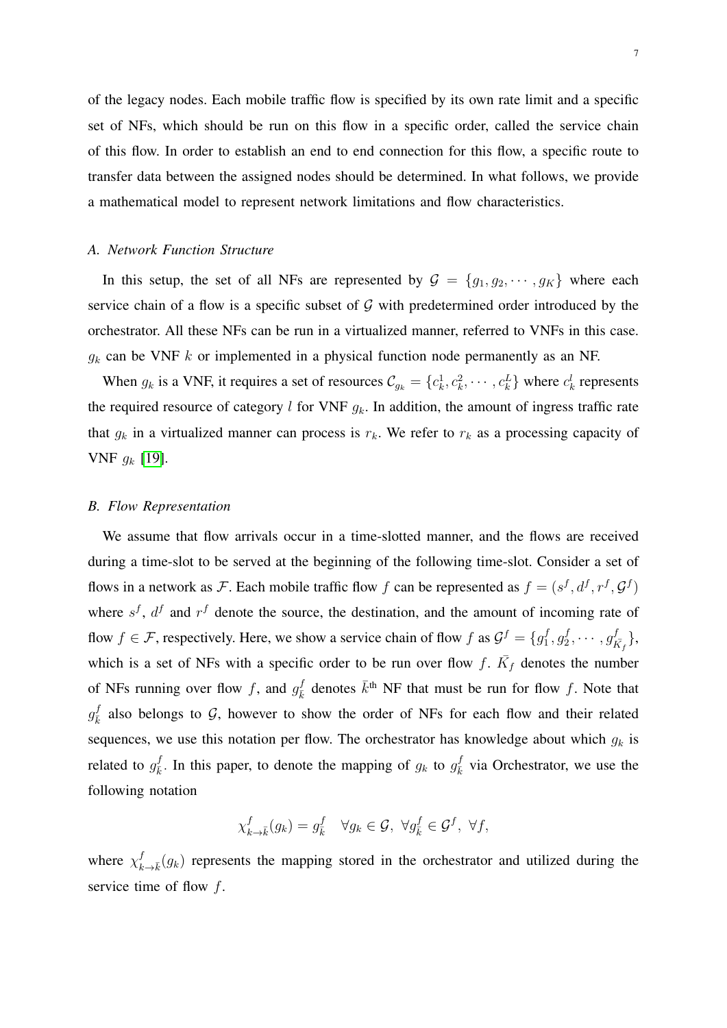of the legacy nodes. Each mobile traffic flow is specified by its own rate limit and a specific set of NFs, which should be run on this flow in a specific order, called the service chain of this flow. In order to establish an end to end connection for this flow, a specific route to transfer data between the assigned nodes should be determined. In what follows, we provide a mathematical model to represent network limitations and flow characteristics.

### *A. Network Function Structure*

In this setup, the set of all NFs are represented by $\mathcal{G} = \{g_1, g_2, \cdots, g_K\}$ where each service chain of a flow is a specific subset of $\mathcal{G}$ with predetermined order introduced by the orchestrator. All these NFs can be run in a virtualized manner, referred to VNFs in this case. $g_k$ can be VNF $k$ or implemented in a physical function node permanently as an NF.

When $g_k$ is a VNF, it requires a set of resources $\mathcal{C}_{g_k} = \{c_k^1, c_k^2, \cdots, c_k^L\}$ where $c_k^l$ represents the required resource of category $l$ for VNF $g_k$. In addition, the amount of ingress traffic rate that $g_k$ in a virtualized manner can process is $r_k$. We refer to $r_k$ as a processing capacity of VNF $g_k$ [19].

### *B. Flow Representation*

We assume that flow arrivals occur in a time-slotted manner, and the flows are received during a time-slot to be served at the beginning of the following time-slot. Consider a set of flows in a network as $\mathcal{F}$. Each mobile traffic flow $f$ can be represented as $f = (s^f, d^f, r^f, \mathcal{G}^f)$ where $s^f$, $d^f$ and $r^f$ denote the source, the destination, and the amount of incoming rate of flow $f \in \mathcal{F}$, respectively. Here, we show a service chain of flow $f$ as $\mathcal{G}^f = \{g_1^f, g_2^f, \cdots, g_{\bar{K}_f}^f\}$, which is a set of NFs with a specific order to be run over flow $f$. $\bar{K}_f$ denotes the number of NFs running over flow $f$, and $g_{\bar{k}}^f$ denotes $\bar{k}^{\text{th}}$ NF that must be run for flow $f$. Note that $g_{\bar{k}}^f$ also belongs to $\mathcal{G}$, however to show the order of NFs for each flow and their related sequences, we use this notation per flow. The orchestrator has knowledge about which $g_k$ is related to $g_{\bar{k}}^f$. In this paper, to denote the mapping of $g_k$ to $g_{\bar{k}}^f$ via Orchestrator, we use the following notation

$$\chi_{k \to \bar{k}}^f(g_k) = g_{\bar{k}}^f \quad \forall g_k \in \mathcal{G},\ \forall g_{\bar{k}}^f \in \mathcal{G}^f,\ \forall f,$$

where $\chi_{k \to \bar{k}}^f(g_k)$ represents the mapping stored in the orchestrator and utilized during the service time of flow $f$.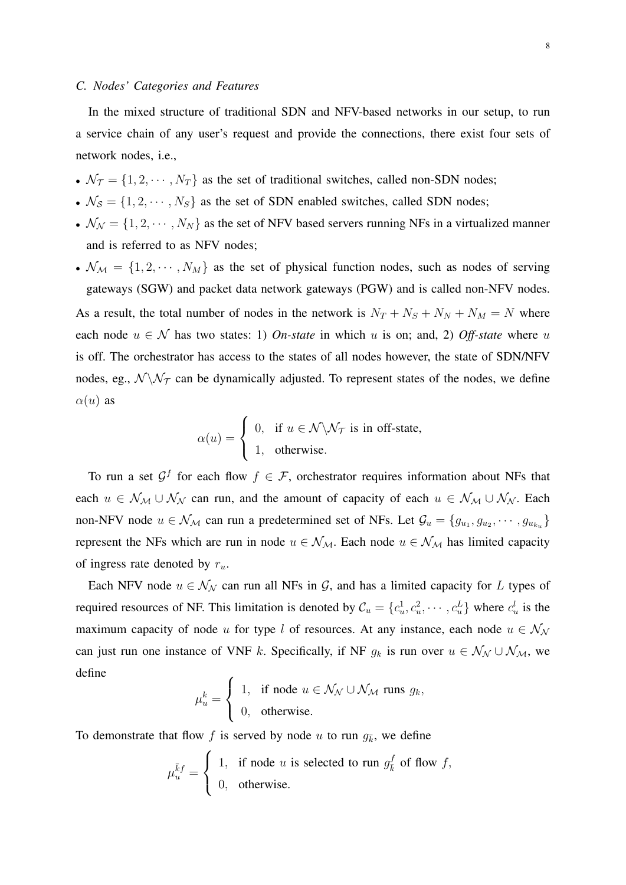### C. Nodes' Categories and Features

In the mixed structure of traditional SDN and NFV-based networks in our setup, to run a service chain of any user's request and provide the connections, there exist four sets of network nodes, i.e.,

- $\mathcal{N}_{\mathcal{T}} = \{1, 2, \cdots, N_T\}$ as the set of traditional switches, called non-SDN nodes;
- $\mathcal{N}_{\mathcal{S}} = \{1, 2, \cdots, N_S\}$ as the set of SDN enabled switches, called SDN nodes;
- $\mathcal{N}_{\mathcal{N}} = \{1, 2, \cdots, N_N\}$ as the set of NFV based servers running NFs in a virtualized manner and is referred to as NFV nodes;
- $\mathcal{N}_{\mathcal{M}} = \{1, 2, \cdots, N_M\}$ as the set of physical function nodes, such as nodes of serving gateways (SGW) and packet data network gateways (PGW) and is called non-NFV nodes.

As a result, the total number of nodes in the network is $N_T + N_S + N_N + N_M = N$ where each node $u \in \mathcal{N}$ has two states: 1) ***On-state*** in which $u$ is on; and, 2) ***Off-state*** where $u$ is off. The orchestrator has access to the states of all nodes however, the state of SDN/NFV nodes, eg., $\mathcal{N} \backslash \mathcal{N}_{\mathcal{T}}$ can be dynamically adjusted. To represent states of the nodes, we define $\alpha(u)$ as

$$\alpha(u) = \begin{cases} 0, & \text{if } u \in \mathcal{N} \backslash \mathcal{N}_{\mathcal{T}} \text{ is in off-state,} \\ 1, & \text{otherwise.} \end{cases}$$

To run a set $\mathcal{G}^f$ for each flow $f \in \mathcal{F}$, orchestrator requires information about NFs that each $u \in \mathcal{N}_{\mathcal{M}} \cup \mathcal{N}_{\mathcal{N}}$ can run, and the amount of capacity of each $u \in \mathcal{N}_{\mathcal{M}} \cup \mathcal{N}_{\mathcal{N}}$. Each non-NFV node $u \in \mathcal{N}_{\mathcal{M}}$ can run a predetermined set of NFs. Let $\mathcal{G}_u = \{g_{u_1}, g_{u_2}, \cdots, g_{u_{k_u}}\}$ represent the NFs which are run in node $u \in \mathcal{N}_{\mathcal{M}}$. Each node $u \in \mathcal{N}_{\mathcal{M}}$ has limited capacity of ingress rate denoted by $r_u$.

Each NFV node $u \in \mathcal{N}_{\mathcal{N}}$ can run all NFs in $\mathcal{G}$, and has a limited capacity for $L$ types of required resources of NF. This limitation is denoted by $\mathcal{C}_u = \{c_u^1, c_u^2, \cdots, c_u^L\}$ where $c_u^l$ is the maximum capacity of node $u$ for type $l$ of resources. At any instance, each node $u \in \mathcal{N}_{\mathcal{N}}$ can just run one instance of VNF $k$. Specifically, if NF $g_k$ is run over $u \in \mathcal{N}_{\mathcal{N}} \cup \mathcal{N}_{\mathcal{M}}$, we define

$$\mu_u^k = \begin{cases} 1, & \text{if node } u \in \mathcal{N}_{\mathcal{N}} \cup \mathcal{N}_{\mathcal{M}} \text{ runs } g_k, \\ 0, & \text{otherwise.} \end{cases}$$

To demonstrate that flow $f$ is served by node $u$ to run $g_{\bar{k}}$, we define

$$\mu_u^{\bar{k}f} = \begin{cases} 1, & \text{if node } u \text{ is selected to run } g_{\bar{k}}^f \text{ of flow } f, \\ 0, & \text{otherwise.} \end{cases}$$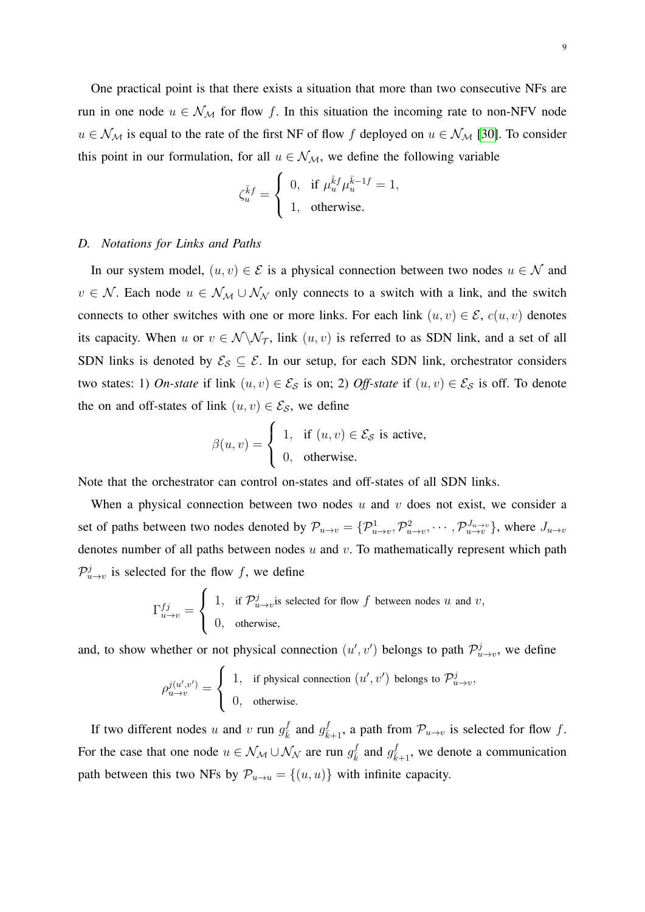One practical point is that there exists a situation that more than two consecutive NFs are run in one node $u \in \mathcal{N}_{\mathcal{M}}$ for flow $f$. In this situation the incoming rate to non-NFV node $u \in \mathcal{N}_{\mathcal{M}}$ is equal to the rate of the first NF of flow $f$ deployed on $u \in \mathcal{N}_{\mathcal{M}}$ [30]. To consider this point in our formulation, for all $u \in \mathcal{N}_{\mathcal{M}}$, we define the following variable

$$\zeta_u^{\bar{k}f} = \begin{cases} 0, & \text{if } \mu_u^{\bar{k}f} \mu_u^{\bar{k}-1f} = 1, \\ 1, & \text{otherwise.} \end{cases}$$

### D. *Notations for Links and Paths*

In our system model, $(u, v) \in \mathcal{E}$ is a physical connection between two nodes $u \in \mathcal{N}$ and $v \in \mathcal{N}$. Each node $u \in \mathcal{N}_{\mathcal{M}} \cup \mathcal{N}_{\mathcal{N}}$ only connects to a switch with a link, and the switch connects to other switches with one or more links. For each link $(u, v) \in \mathcal{E}$, $c(u, v)$ denotes its capacity. When $u$ or $v \in \mathcal{N} \backslash \mathcal{N}_{\mathcal{T}}$, link $(u, v)$ is referred to as SDN link, and a set of all SDN links is denoted by $\mathcal{E}_{\mathcal{S}} \subseteq \mathcal{E}$. In our setup, for each SDN link, orchestrator considers two states: 1) *On-state* if link $(u, v) \in \mathcal{E}_{\mathcal{S}}$ is on; 2) *Off-state* if $(u, v) \in \mathcal{E}_{\mathcal{S}}$ is off. To denote the on and off-states of link $(u, v) \in \mathcal{E}_{\mathcal{S}}$, we define

$$\beta(u, v) = \begin{cases} 1, & \text{if } (u, v) \in \mathcal{E}_{\mathcal{S}} \text{ is active,} \\ 0, & \text{otherwise.} \end{cases}$$

Note that the orchestrator can control on-states and off-states of all SDN links.

When a physical connection between two nodes $u$ and $v$ does not exist, we consider a set of paths between two nodes denoted by $\mathcal{P}_{u \to v} = \{\mathcal{P}_{u \to v}^1, \mathcal{P}_{u \to v}^2, \cdots, \mathcal{P}_{u \to v}^{J_{u \to v}}\}$, where $J_{u \to v}$ denotes number of all paths between nodes $u$ and $v$. To mathematically represent which path $\mathcal{P}_{u \to v}^j$ is selected for the flow $f$, we define

$$\Gamma_{u \to v}^{fj} = \begin{cases} 1, & \text{if } \mathcal{P}_{u \to v}^j \text{is selected for flow } f \text{ between nodes } u \text{ and } v, \\ 0, & \text{otherwise,} \end{cases}$$

and, to show whether or not physical connection $(u', v')$ belongs to path $\mathcal{P}_{u \to v}^j$, we define

$$\rho_{u \to v}^{j(u', v')} = \begin{cases} 1, & \text{if physical connection } (u', v') \text{ belongs to } \mathcal{P}_{u \to v}^j, \\ 0, & \text{otherwise.} \end{cases}$$

If two different nodes $u$ and $v$ run $g_{\bar{k}}^f$ and $g_{\bar{k}+1}^f$, a path from $\mathcal{P}_{u \to v}$ is selected for flow $f$. For the case that one node $u \in \mathcal{N}_{\mathcal{M}} \cup \mathcal{N}_{\mathcal{N}}$ are run $g_{\bar{k}}^f$ and $g_{\bar{k}+1}^f$, we denote a communication path between this two NFs by $\mathcal{P}_{u \to u} = \{(u, u)\}$ with infinite capacity.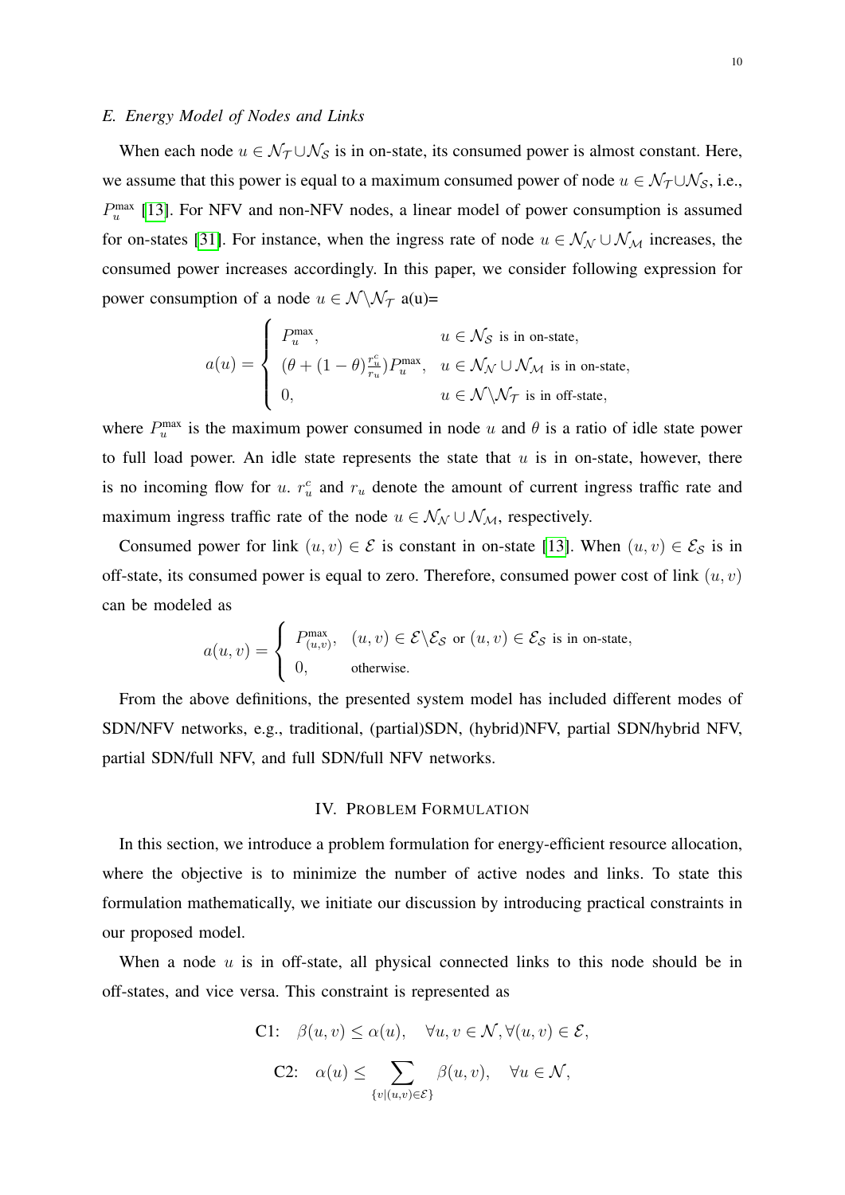### E. Energy Model of Nodes and Links

When each node $u \in \mathcal{N}_{\mathcal{T}} \cup \mathcal{N}_{\mathcal{S}}$ is in on-state, its consumed power is almost constant. Here, we assume that this power is equal to a maximum consumed power of node $u \in \mathcal{N}_{\mathcal{T}} \cup \mathcal{N}_{\mathcal{S}}$, i.e., $P_u^{\max}$ [13]. For NFV and non-NFV nodes, a linear model of power consumption is assumed for on-states [31]. For instance, when the ingress rate of node $u \in \mathcal{N}_{\mathcal{N}} \cup \mathcal{N}_{\mathcal{M}}$ increases, the consumed power increases accordingly. In this paper, we consider following expression for power consumption of a node $u \in \mathcal{N} \backslash \mathcal{N}_{\mathcal{T}}$ a(u)=

$$
a(u) = \begin{cases} P_u^{\max}, & u \in \mathcal{N}_{\mathcal{S}} \text{ is in on-state}, \\ (\theta + (1-\theta)\frac{r_u^c}{r_u}) P_u^{\max}, & u \in \mathcal{N}_{\mathcal{N}} \cup \mathcal{N}_{\mathcal{M}} \text{ is in on-state}, \\ 0, & u \in \mathcal{N} \backslash \mathcal{N}_{\mathcal{T}} \text{ is in off-state}, \end{cases}
$$

where $P_u^{\max}$ is the maximum power consumed in node $u$ and $\theta$ is a ratio of idle state power to full load power. An idle state represents the state that $u$ is in on-state, however, there is no incoming flow for $u$. $r_u^c$ and $r_u$ denote the amount of current ingress traffic rate and maximum ingress traffic rate of the node $u \in \mathcal{N}_{\mathcal{N}} \cup \mathcal{N}_{\mathcal{M}}$, respectively.

Consumed power for link $(u, v) \in \mathcal{E}$ is constant in on-state [13]. When $(u, v) \in \mathcal{E}_{\mathcal{S}}$ is in off-state, its consumed power is equal to zero. Therefore, consumed power cost of link $(u, v)$ can be modeled as

$$
a(u,v) = \begin{cases} P_{(u,v)}^{\max}, & (u,v) \in \mathcal{E} \backslash \mathcal{E}_{\mathcal{S}} \text{ or } (u,v) \in \mathcal{E}_{\mathcal{S}} \text{ is in on-state}, \\ 0, & \text{otherwise}. \end{cases}
$$

From the above definitions, the presented system model has included different modes of SDN/NFV networks, e.g., traditional, (partial)SDN, (hybrid)NFV, partial SDN/hybrid NFV, partial SDN/full NFV, and full SDN/full NFV networks.

## IV. Problem Formulation

In this section, we introduce a problem formulation for energy-efficient resource allocation, where the objective is to minimize the number of active nodes and links. To state this formulation mathematically, we initiate our discussion by introducing practical constraints in our proposed model.

When a node $u$ is in off-state, all physical connected links to this node should be in off-states, and vice versa. This constraint is represented as

$$
\text{C1:} \quad \beta(u,v) \leq \alpha(u), \quad \forall u, v \in \mathcal{N}, \forall (u,v) \in \mathcal{E},
$$

$$
\text{C2:} \quad \alpha(u) \leq \sum_{\{v | (u,v) \in \mathcal{E}\}} \beta(u,v), \quad \forall u \in \mathcal{N},
$$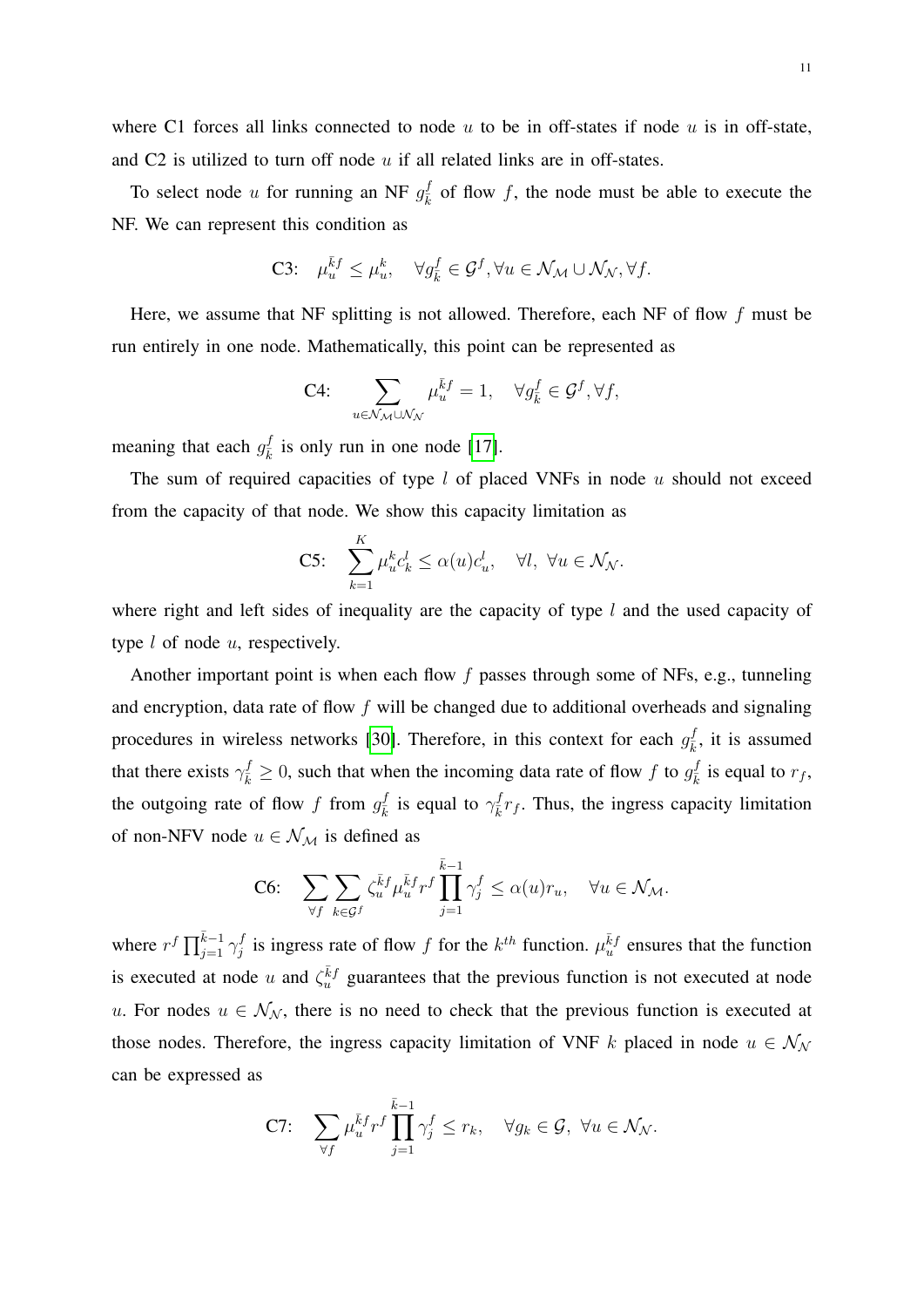where C1 forces all links connected to node $u$ to be in off-states if node $u$ is in off-state, and C2 is utilized to turn off node $u$ if all related links are in off-states.

To select node $u$ for running an NF $g^f_{\bar{k}}$ of flow $f$, the node must be able to execute the NF. We can represent this condition as

$$\text{C3:} \quad \mu_u^{\bar{k}f} \leq \mu_u^k, \quad \forall g^f_{\bar{k}} \in \mathcal{G}^f, \forall u \in \mathcal{N}_{\mathcal{M}} \cup \mathcal{N}_{\mathcal{N}}, \forall f.$$

Here, we assume that NF splitting is not allowed. Therefore, each NF of flow $f$ must be run entirely in one node. Mathematically, this point can be represented as

$$\text{C4:} \quad \sum_{u \in \mathcal{N}_{\mathcal{M}} \cup \mathcal{N}_{\mathcal{N}}} \mu_u^{\bar{k}f} = 1, \quad \forall g^f_{\bar{k}} \in \mathcal{G}^f, \forall f,$$

meaning that each $g^f_{\bar{k}}$ is only run in one node [17].

The sum of required capacities of type $l$ of placed VNFs in node $u$ should not exceed from the capacity of that node. We show this capacity limitation as

$$\text{C5:} \quad \sum_{k=1}^{K} \mu_u^k c_k^l \leq \alpha(u) c_u^l, \quad \forall l, \ \forall u \in \mathcal{N}_{\mathcal{N}}.$$

where right and left sides of inequality are the capacity of type $l$ and the used capacity of type $l$ of node $u$, respectively.

Another important point is when each flow $f$ passes through some of NFs, e.g., tunneling and encryption, data rate of flow $f$ will be changed due to additional overheads and signaling procedures in wireless networks [30]. Therefore, in this context for each $g^f_{\bar{k}}$, it is assumed that there exists $\gamma^f_{\bar{k}} \geq 0$, such that when the incoming data rate of flow $f$ to $g^f_{\bar{k}}$ is equal to $r_f$, the outgoing rate of flow $f$ from $g^f_{\bar{k}}$ is equal to $\gamma^f_{\bar{k}} r_f$. Thus, the ingress capacity limitation of non-NFV node $u \in \mathcal{N}_{\mathcal{M}}$ is defined as

$$\text{C6:} \quad \sum_{\forall f} \sum_{k \in \mathcal{G}^f} \zeta_u^{\bar{k}f} \mu_u^{\bar{k}f} r^f \prod_{j=1}^{\bar{k}-1} \gamma_j^f \leq \alpha(u) r_u, \quad \forall u \in \mathcal{N}_{\mathcal{M}}.$$

where $r^f \prod_{j=1}^{\bar{k}-1} \gamma_j^f$ is ingress rate of flow $f$ for the $k^{th}$ function. $\mu_u^{\bar{k}f}$ ensures that the function is executed at node $u$ and $\zeta_u^{\bar{k}f}$ guarantees that the previous function is not executed at node $u$. For nodes $u \in \mathcal{N}_{\mathcal{N}}$, there is no need to check that the previous function is executed at those nodes. Therefore, the ingress capacity limitation of VNF $k$ placed in node $u \in \mathcal{N}_{\mathcal{N}}$ can be expressed as

$$\text{C7:} \quad \sum_{\forall f} \mu_u^{\bar{k}f} r^f \prod_{j=1}^{\bar{k}-1} \gamma_j^f \leq r_k, \quad \forall g_k \in \mathcal{G}, \ \forall u \in \mathcal{N}_{\mathcal{N}}.$$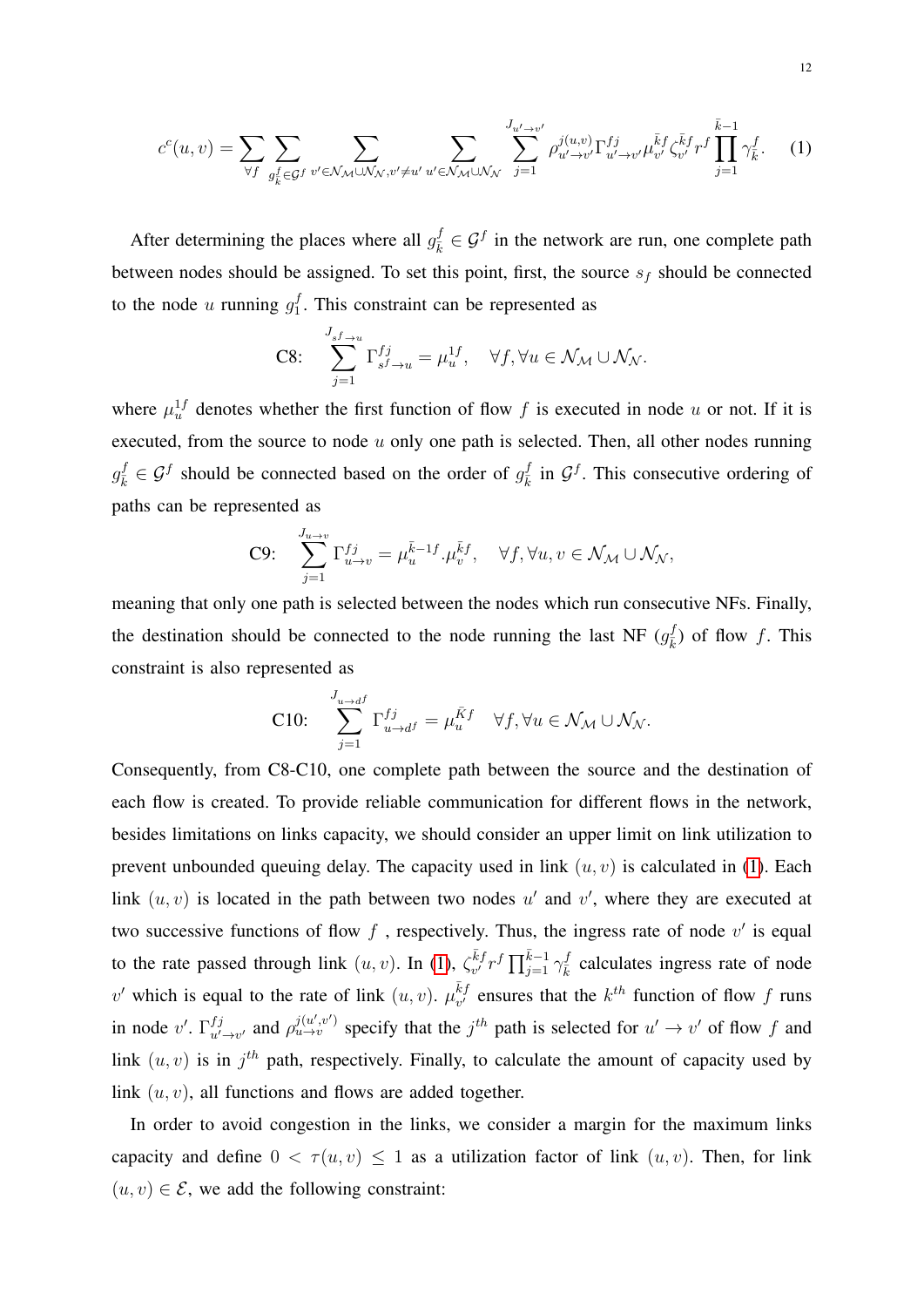$$c^c(u,v) = \sum_{\forall f} \sum_{g^f_{\bar{k}} \in \mathcal{G}^f} \sum_{v' \in \mathcal{N}_\mathcal{M} \cup \mathcal{N}_\mathcal{N}, v' \neq u'} \sum_{u' \in \mathcal{N}_\mathcal{M} \cup \mathcal{N}_\mathcal{N}} \sum_{j=1}^{J_{u' \to v'}} \rho^{j(u,v)}_{u' \to v'} \Gamma^{fj}_{u' \to v'} \mu^{\bar{k}f}_{v'} \zeta^{\bar{k}f}_{v'} r^f \prod_{j=1}^{\bar{k}-1} \gamma^f_{\bar{k}}. \quad (1)$$

After determining the places where all $g^f_{\bar{k}} \in \mathcal{G}^f$ in the network are run, one complete path between nodes should be assigned. To set this point, first, the source $s_f$ should be connected to the node $u$ running $g^f_1$. This constraint can be represented as

$$\text{C8:} \quad \sum_{j=1}^{J_{s^f \to u}} \Gamma^{fj}_{s^f \to u} = \mu^{1f}_u, \quad \forall f, \forall u \in \mathcal{N}_\mathcal{M} \cup \mathcal{N}_\mathcal{N}.$$

where $\mu^{1f}_u$ denotes whether the first function of flow $f$ is executed in node $u$ or not. If it is executed, from the source to node $u$ only one path is selected. Then, all other nodes running $g^f_{\bar{k}} \in \mathcal{G}^f$ should be connected based on the order of $g^f_{\bar{k}}$ in $\mathcal{G}^f$. This consecutive ordering of paths can be represented as

$$\text{C9:} \quad \sum_{j=1}^{J_{u \to v}} \Gamma^{fj}_{u \to v} = \mu^{\bar{k}-1f}_u . \mu^{\bar{k}f}_v, \quad \forall f, \forall u, v \in \mathcal{N}_\mathcal{M} \cup \mathcal{N}_\mathcal{N},$$

meaning that only one path is selected between the nodes which run consecutive NFs. Finally, the destination should be connected to the node running the last NF ($g^f_{\bar{k}}$) of flow $f$. This constraint is also represented as

$$\text{C10:} \quad \sum_{j=1}^{J_{u \to d^f}} \Gamma^{fj}_{u \to d^f} = \mu^{\bar{K}f}_u \quad \forall f, \forall u \in \mathcal{N}_\mathcal{M} \cup \mathcal{N}_\mathcal{N}.$$

Consequently, from C8-C10, one complete path between the source and the destination of each flow is created. To provide reliable communication for different flows in the network, besides limitations on links capacity, we should consider an upper limit on link utilization to prevent unbounded queuing delay. The capacity used in link $(u, v)$ is calculated in (1). Each link $(u, v)$ is located in the path between two nodes $u'$ and $v'$, where they are executed at two successive functions of flow $f$ , respectively. Thus, the ingress rate of node $v'$ is equal to the rate passed through link $(u, v)$. In (1), $\zeta^{\bar{k}f}_{v'} r^f \prod_{j=1}^{\bar{k}-1} \gamma^f_{\bar{k}}$ calculates ingress rate of node $v'$ which is equal to the rate of link $(u, v)$. $\mu^{\bar{k}f}_{v'}$ ensures that the $k^{th}$ function of flow $f$ runs in node $v'$. $\Gamma^{fj}_{u' \to v'}$ and $\rho^{j(u',v')}_{u \to v}$ specify that the $j^{th}$ path is selected for $u' \to v'$ of flow $f$ and link $(u, v)$ is in $j^{th}$ path, respectively. Finally, to calculate the amount of capacity used by link $(u, v)$, all functions and flows are added together.

In order to avoid congestion in the links, we consider a margin for the maximum links capacity and define $0 < \tau(u, v) \leq 1$ as a utilization factor of link $(u, v)$. Then, for link $(u, v) \in \mathcal{E}$, we add the following constraint: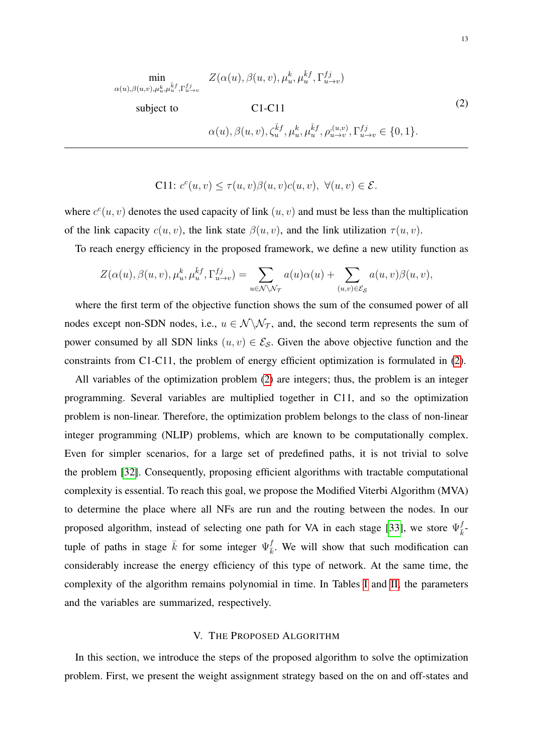$$
\begin{aligned}
\min_{\alpha(u),\beta(u,v),\mu_u^k,\mu_u^{\bar{k}f},\Gamma_{u\to v}^{fj}} \quad & Z(\alpha(u), \beta(u,v), \mu_u^k, \mu_u^{\bar{k}f}, \Gamma_{u\to v}^{fj}) \\
\text{subject to} \quad & \text{C1-C11} \\
& \alpha(u), \beta(u,v), \zeta_u^{\bar{k}f}, \mu_u^k, \mu_u^{\bar{k}f}, \rho_{u\to v}^{(u,v)}, \Gamma_{u\to v}^{fj} \in \{0,1\}.
\end{aligned}
\tag{2}
$$

---

C11: $c^c(u,v) \le \tau(u,v)\beta(u,v)c(u,v), \ \forall (u,v) \in \mathcal{E}$.

where $c^c(u,v)$ denotes the used capacity of link $(u,v)$ and must be less than the multiplication of the link capacity $c(u,v)$, the link state $\beta(u,v)$, and the link utilization $\tau(u,v)$.

To reach energy efficiency in the proposed framework, we define a new utility function as

$$
Z(\alpha(u), \beta(u,v), \mu_u^k, \mu_u^{\bar{k}f}, \Gamma_{u\to v}^{fj}) = \sum_{u\in\mathcal{N}\setminus\mathcal{N}_{\mathcal{T}}} a(u)\alpha(u) + \sum_{(u,v)\in\mathcal{E}_{\mathcal{S}}} a(u,v)\beta(u,v),
$$

where the first term of the objective function shows the sum of the consumed power of all nodes except non-SDN nodes, i.e., $u \in \mathcal{N}\setminus\mathcal{N}_{\mathcal{T}}$, and, the second term represents the sum of power consumed by all SDN links $(u,v) \in \mathcal{E}_{\mathcal{S}}$. Given the above objective function and the constraints from C1-C11, the problem of energy efficient optimization is formulated in (2).

All variables of the optimization problem (2) are integers; thus, the problem is an integer programming. Several variables are multiplied together in C11, and so the optimization problem is non-linear. Therefore, the optimization problem belongs to the class of non-linear integer programming (NLIP) problems, which are known to be computationally complex. Even for simpler scenarios, for a large set of predefined paths, it is not trivial to solve the problem [32]. Consequently, proposing efficient algorithms with tractable computational complexity is essential. To reach this goal, we propose the Modified Viterbi Algorithm (MVA) to determine the place where all NFs are run and the routing between the nodes. In our proposed algorithm, instead of selecting one path for VA in each stage [33], we store $\Psi_{\bar{k}}^{f}$-tuple of paths in stage $\bar{k}$ for some integer $\Psi_{\bar{k}}^{f}$. We will show that such modification can considerably increase the energy efficiency of this type of network. At the same time, the complexity of the algorithm remains polynomial in time. In Tables I and II, the parameters and the variables are summarized, respectively.

## V. The Proposed Algorithm

In this section, we introduce the steps of the proposed algorithm to solve the optimization problem. First, we present the weight assignment strategy based on the on and off-states and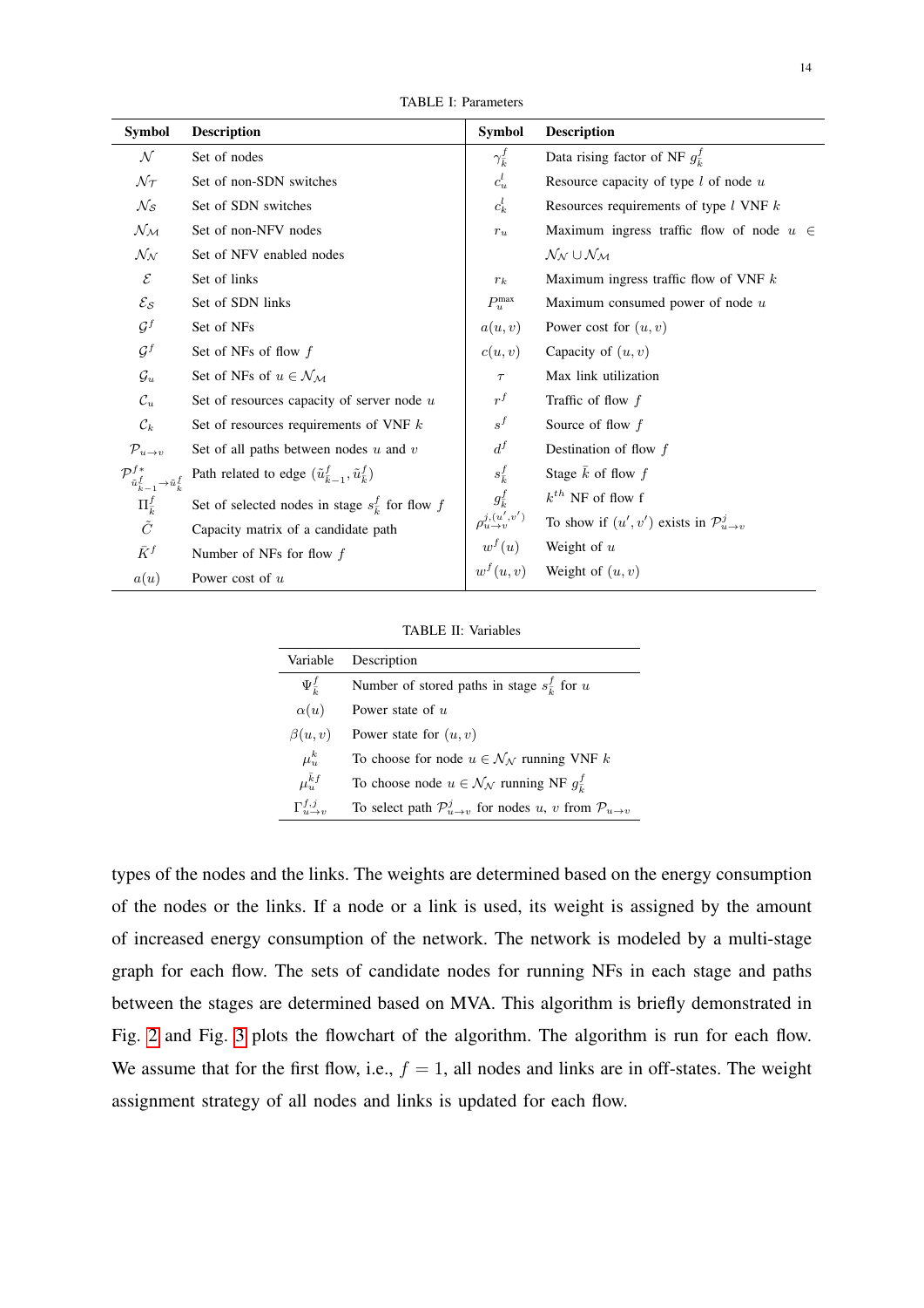TABLE I: Parameters

| Symbol | Description | Symbol | Description |
|---|---|---|---|
| $\mathcal{N}$ | Set of nodes | $\gamma_{\bar{k}}^{f}$ | Data rising factor of NF $g_{\bar{k}}^{f}$ |
| $\mathcal{N}_{\mathcal{T}}$ | Set of non-SDN switches | $c_u^l$ | Resource capacity of type $l$ of node $u$ |
| $\mathcal{N}_{\mathcal{S}}$ | Set of SDN switches | $c_k^l$ | Resources requirements of type $l$ VNF $k$ |
| $\mathcal{N}_{\mathcal{M}}$ | Set of non-NFV nodes | $r_u$ | Maximum ingress traffic flow of node $u \in \mathcal{N}_{\mathcal{N}} \cup \mathcal{N}_{\mathcal{M}}$ |
| $\mathcal{N}_{\mathcal{N}}$ | Set of NFV enabled nodes | | |
| $\mathcal{E}$ | Set of links | $r_k$ | Maximum ingress traffic flow of VNF $k$ |
| $\mathcal{E}_{\mathcal{S}}$ | Set of SDN links | $P_u^{\max}$ | Maximum consumed power of node $u$ |
| $\mathcal{G}^f$ | Set of NFs | $a(u,v)$ | Power cost for $(u,v)$ |
| $\mathcal{G}^f$ | Set of NFs of flow $f$ | $c(u,v)$ | Capacity of $(u,v)$ |
| $\mathcal{G}_u$ | Set of NFs of $u \in \mathcal{N}_{\mathcal{M}}$ | $\tau$ | Max link utilization |
| $\mathcal{C}_u$ | Set of resources capacity of server node $u$ | $r^f$ | Traffic of flow $f$ |
| $\mathcal{C}_k$ | Set of resources requirements of VNF $k$ | $s^f$ | Source of flow $f$ |
| $\mathcal{P}_{u \rightarrow v}$ | Set of all paths between nodes $u$ and $v$ | $d^f$ | Destination of flow $f$ |
| $\mathcal{P}^{f\star}_{\tilde{u}^f_{\bar{k}-1} \rightarrow \tilde{u}^f_{\bar{k}}}$ | Path related to edge $(\tilde{u}^f_{\bar{k}-1}, \tilde{u}^f_{\bar{k}})$ | $s_{\bar{k}}^f$ | Stage $\bar{k}$ of flow $f$ |
| $\Pi_{\bar{k}}^f$ | Set of selected nodes in stage $s_{\bar{k}}^f$ for flow $f$ | $g_{\bar{k}}^f$ | $k^{th}$ NF of flow f |
| $\tilde{C}$ | Capacity matrix of a candidate path | $\rho_{u \rightarrow v}^{j,(u',v')}$ | To show if $(u',v')$ exists in $\mathcal{P}_{u \rightarrow v}^j$ |
| $\bar{K}^f$ | Number of NFs for flow $f$ | $w^f(u)$ | Weight of $u$ |
| $a(u)$ | Power cost of $u$ | $w^f(u,v)$ | Weight of $(u,v)$ |

TABLE II: Variables

| Variable | Description |
|---|---|
| $\Psi_{\bar{k}}^f$ | Number of stored paths in stage $s_{\bar{k}}^f$ for $u$ |
| $\alpha(u)$ | Power state of $u$ |
| $\beta(u,v)$ | Power state for $(u,v)$ |
| $\mu_u^k$ | To choose for node $u \in \mathcal{N}_{\mathcal{N}}$ running VNF $k$ |
| $\mu_u^{\bar{k}f}$ | To choose node $u \in \mathcal{N}_{\mathcal{N}}$ running NF $g_{\bar{k}}^f$ |
| $\Gamma_{u \rightarrow v}^{f,j}$ | To select path $\mathcal{P}_{u \rightarrow v}^j$ for nodes $u$, $v$ from $\mathcal{P}_{u \rightarrow v}$ |

types of the nodes and the links. The weights are determined based on the energy consumption of the nodes or the links. If a node or a link is used, its weight is assigned by the amount of increased energy consumption of the network. The network is modeled by a multi-stage graph for each flow. The sets of candidate nodes for running NFs in each stage and paths between the stages are determined based on MVA. This algorithm is briefly demonstrated in Fig. 2 and Fig. 3 plots the flowchart of the algorithm. The algorithm is run for each flow. We assume that for the first flow, i.e., $f = 1$, all nodes and links are in off-states. The weight assignment strategy of all nodes and links is updated for each flow.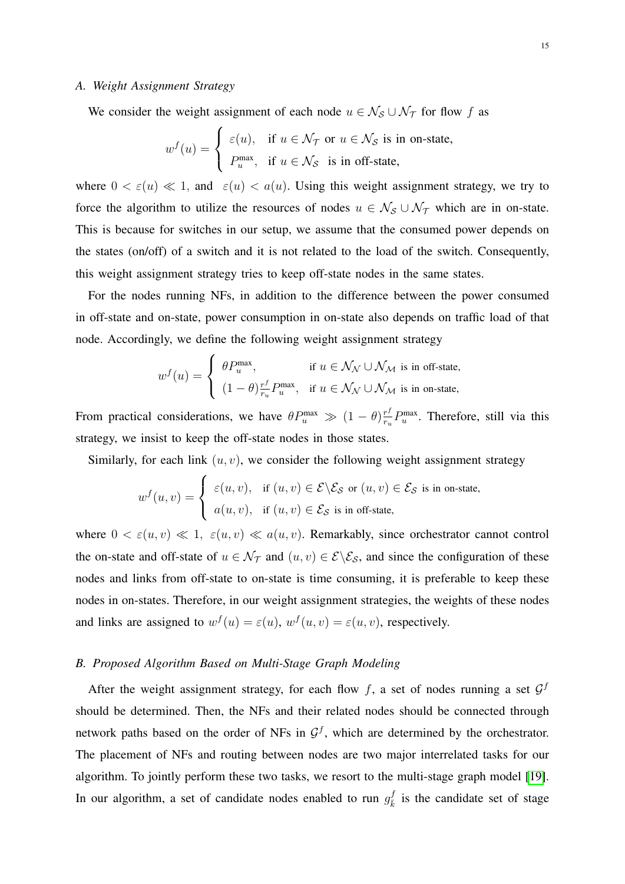### A. Weight Assignment Strategy

We consider the weight assignment of each node $u \in \mathcal{N}_\mathcal{S} \cup \mathcal{N}_\mathcal{T}$ for flow $f$ as

$$w^f(u) = \begin{cases} \varepsilon(u), & \text{if } u \in \mathcal{N}_\mathcal{T} \text{ or } u \in \mathcal{N}_\mathcal{S} \text{ is in on-state,} \\ P_u^{\max}, & \text{if } u \in \mathcal{N}_\mathcal{S} \text{ is in off-state,} \end{cases}$$

where $0 < \varepsilon(u) \ll 1$, and $\varepsilon(u) < a(u)$. Using this weight assignment strategy, we try to force the algorithm to utilize the resources of nodes $u \in \mathcal{N}_\mathcal{S} \cup \mathcal{N}_\mathcal{T}$ which are in on-state. This is because for switches in our setup, we assume that the consumed power depends on the states (on/off) of a switch and it is not related to the load of the switch. Consequently, this weight assignment strategy tries to keep off-state nodes in the same states.

For the nodes running NFs, in addition to the difference between the power consumed in off-state and on-state, power consumption in on-state also depends on traffic load of that node. Accordingly, we define the following weight assignment strategy

$$w^f(u) = \begin{cases} \theta P_u^{\max}, & \text{if } u \in \mathcal{N}_\mathcal{N} \cup \mathcal{N}_\mathcal{M} \text{ is in off-state,} \\ (1-\theta)\frac{r^f}{r_u} P_u^{\max}, & \text{if } u \in \mathcal{N}_\mathcal{N} \cup \mathcal{N}_\mathcal{M} \text{ is in on-state,} \end{cases}$$

From practical considerations, we have $\theta P_u^{\max} \gg (1-\theta)\frac{r^f}{r_u} P_u^{\max}$. Therefore, still via this strategy, we insist to keep the off-state nodes in those states.

Similarly, for each link $(u, v)$, we consider the following weight assignment strategy

$$w^f(u,v) = \begin{cases} \varepsilon(u,v), & \text{if } (u,v) \in \mathcal{E} \backslash \mathcal{E}_\mathcal{S} \text{ or } (u,v) \in \mathcal{E}_\mathcal{S} \text{ is in on-state,} \\ a(u,v), & \text{if } (u,v) \in \mathcal{E}_\mathcal{S} \text{ is in off-state,} \end{cases}$$

where $0 < \varepsilon(u,v) \ll 1, \ \varepsilon(u,v) \ll a(u,v)$. Remarkably, since orchestrator cannot control the on-state and off-state of $u \in \mathcal{N}_\mathcal{T}$ and $(u,v) \in \mathcal{E} \backslash \mathcal{E}_\mathcal{S}$, and since the configuration of these nodes and links from off-state to on-state is time consuming, it is preferable to keep these nodes in on-states. Therefore, in our weight assignment strategies, the weights of these nodes and links are assigned to $w^f(u) = \varepsilon(u)$, $w^f(u,v) = \varepsilon(u,v)$, respectively.

### B. Proposed Algorithm Based on Multi-Stage Graph Modeling

After the weight assignment strategy, for each flow $f$, a set of nodes running a set $\mathcal{G}^f$ should be determined. Then, the NFs and their related nodes should be connected through network paths based on the order of NFs in $\mathcal{G}^f$, which are determined by the orchestrator. The placement of NFs and routing between nodes are two major interrelated tasks for our algorithm. To jointly perform these two tasks, we resort to the multi-stage graph model [19]. In our algorithm, a set of candidate nodes enabled to run $g_k^f$ is the candidate set of stage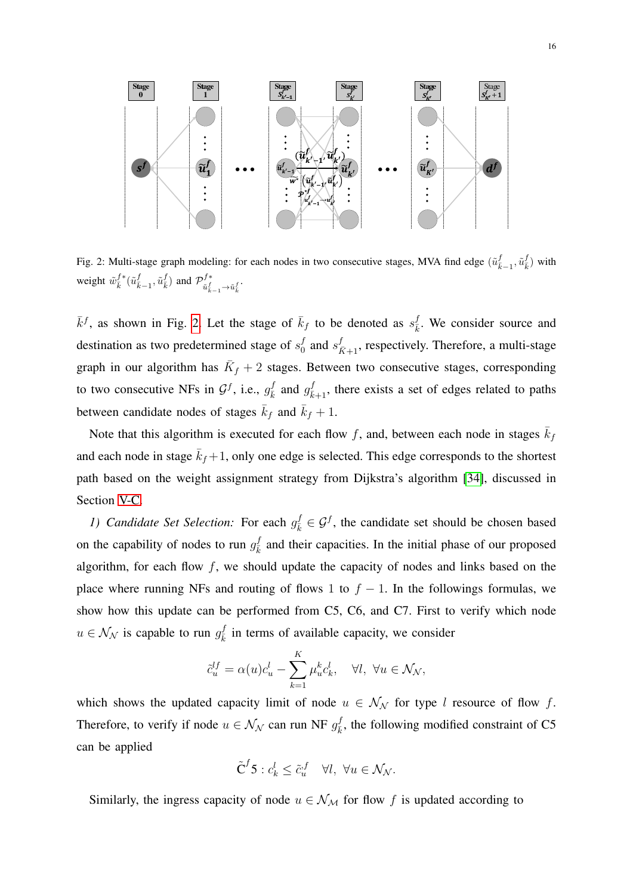Fig. 2: Multi-stage graph modeling: for each nodes in two consecutive stages, MVA find edge $(\tilde{u}^f_{\bar{k}-1}, \tilde{u}^f_{\bar{k}})$ with weight $\tilde{w}^{f*}_{\bar{k}}(\tilde{u}^f_{\bar{k}-1}, \tilde{u}^f_{\bar{k}})$ and $\mathcal{P}^{f*}_{\tilde{u}^f_{\bar{k}-1} \to \tilde{u}^f_{\bar{k}}}$.

$\bar{k}^f$, as shown in Fig. 2. Let the stage of $\bar{k}_f$ to be denoted as $s^f_{\bar{k}}$. We consider source and destination as two predetermined stage of $s^f_0$ and $s^f_{\bar{K}+1}$, respectively. Therefore, a multi-stage graph in our algorithm has $\bar{K}_f + 2$ stages. Between two consecutive stages, corresponding to two consecutive NFs in $\mathcal{G}^f$, i.e., $g^f_{\bar{k}}$ and $g^f_{\bar{k}+1}$, there exists a set of edges related to paths between candidate nodes of stages $\bar{k}_f$ and $\bar{k}_f + 1$.

Note that this algorithm is executed for each flow $f$, and, between each node in stages $\bar{k}_f$ and each node in stage $\bar{k}_f + 1$, only one edge is selected. This edge corresponds to the shortest path based on the weight assignment strategy from Dijkstra's algorithm [34], discussed in Section V-C.

*1) Candidate Set Selection:* For each $g^f_{\bar{k}} \in \mathcal{G}^f$, the candidate set should be chosen based on the capability of nodes to run $g^f_{\bar{k}}$ and their capacities. In the initial phase of our proposed algorithm, for each flow $f$, we should update the capacity of nodes and links based on the place where running NFs and routing of flows 1 to $f - 1$. In the followings formulas, we show how this update can be performed from C5, C6, and C7. First to verify which node $u \in \mathcal{N}_\mathcal{N}$ is capable to run $g^f_{\bar{k}}$ in terms of available capacity, we consider

$$\tilde{c}^{lf}_u = \alpha(u) c^l_u - \sum_{k=1}^{K} \mu^k_u c^l_k, \quad \forall l, \ \forall u \in \mathcal{N}_\mathcal{N},$$

which shows the updated capacity limit of node $u \in \mathcal{N}_\mathcal{N}$ for type $l$ resource of flow $f$. Therefore, to verify if node $u \in \mathcal{N}_\mathcal{N}$ can run NF $g^f_{\bar{k}}$, the following modified constraint of C5 can be applied

$$\tilde{\mathrm{C}}^f 5 : c^l_k \leq \tilde{c}^f_u \quad \forall l, \ \forall u \in \mathcal{N}_\mathcal{N}.$$

Similarly, the ingress capacity of node $u \in \mathcal{N}_\mathcal{M}$ for flow $f$ is updated according to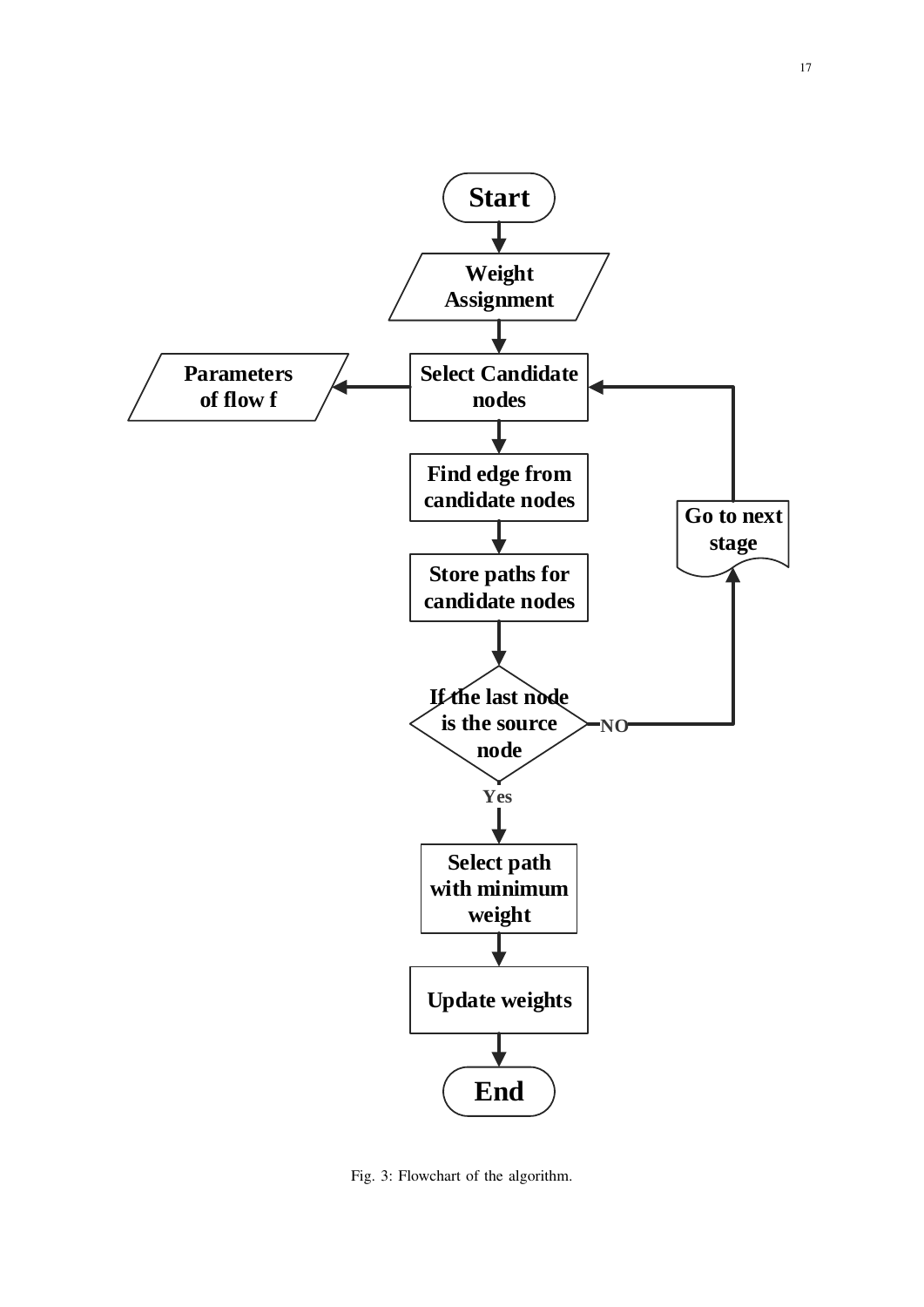Fig. 3: Flowchart of the algorithm.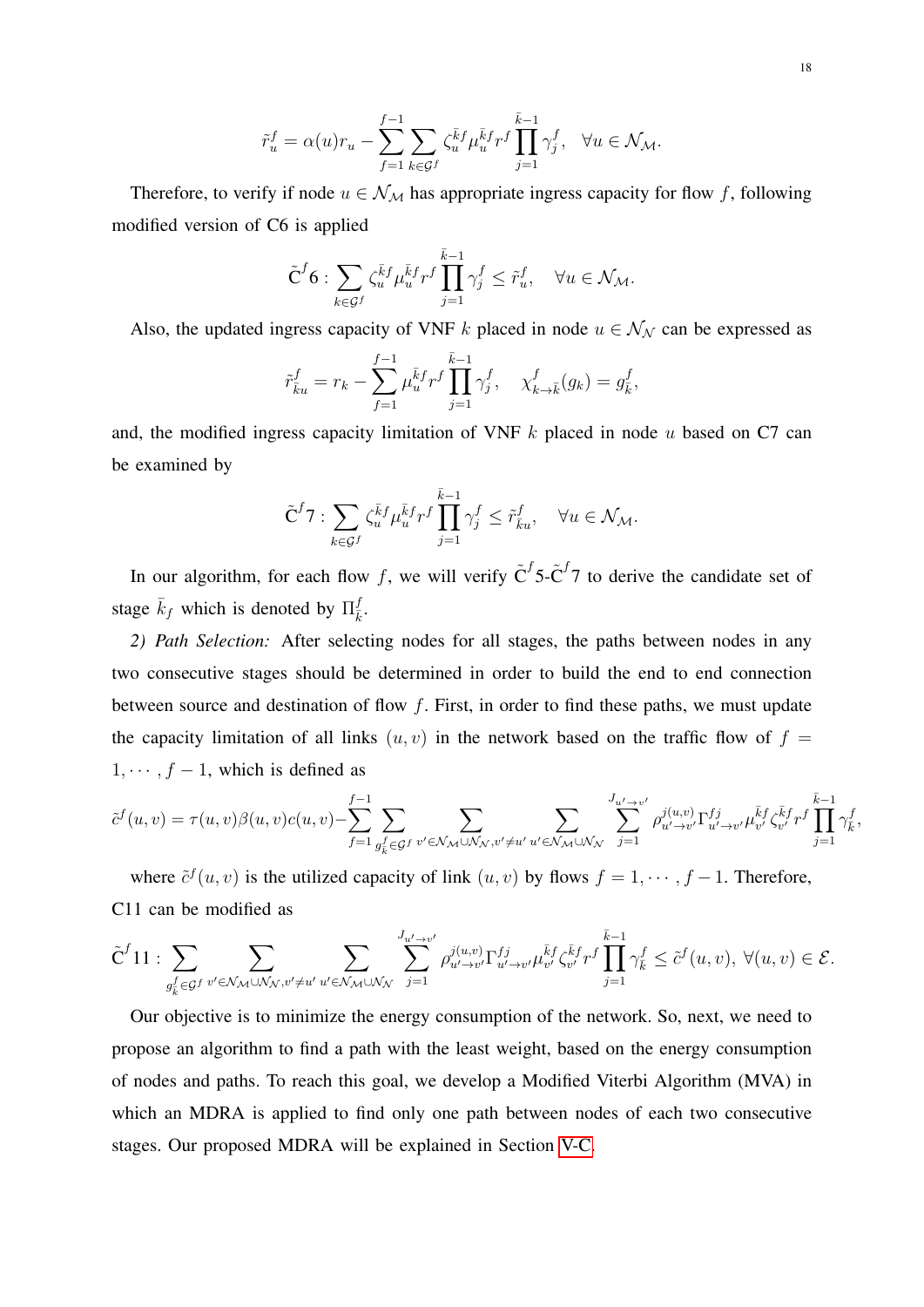$$\tilde{r}_u^f = \alpha(u) r_u - \sum_{f=1}^{f-1} \sum_{k \in \mathcal{G}^f} \zeta_u^{\bar{k}f} \mu_u^{\bar{k}f} r^f \prod_{j=1}^{\bar{k}-1} \gamma_j^f, \quad \forall u \in \mathcal{N}_{\mathcal{M}}.$$

Therefore, to verify if node $u \in \mathcal{N}_{\mathcal{M}}$ has appropriate ingress capacity for flow $f$, following modified version of C6 is applied

$$\tilde{\mathrm{C}}^f 6: \sum_{k \in \mathcal{G}^f} \zeta_u^{\bar{k}f} \mu_u^{\bar{k}f} r^f \prod_{j=1}^{\bar{k}-1} \gamma_j^f \leq \tilde{r}_u^f, \quad \forall u \in \mathcal{N}_{\mathcal{M}}.$$

Also, the updated ingress capacity of VNF $k$ placed in node $u \in \mathcal{N}_{\mathcal{N}}$ can be expressed as

$$\tilde{r}_{\bar{k}u}^f = r_k - \sum_{f=1}^{f-1} \mu_u^{\bar{k}f} r^f \prod_{j=1}^{\bar{k}-1} \gamma_j^f, \quad \chi_{k \to \bar{k}}^f (g_k) = g_{\bar{k}}^f,$$

and, the modified ingress capacity limitation of VNF $k$ placed in node $u$ based on C7 can be examined by

$$\tilde{\mathrm{C}}^f 7: \sum_{k \in \mathcal{G}^f} \zeta_u^{\bar{k}f} \mu_u^{\bar{k}f} r^f \prod_{j=1}^{\bar{k}-1} \gamma_j^f \leq \tilde{r}_{\bar{k}u}^f, \quad \forall u \in \mathcal{N}_{\mathcal{M}}.$$

In our algorithm, for each flow $f$, we will verify $\tilde{\mathrm{C}}^f 5$-$\tilde{\mathrm{C}}^f 7$ to derive the candidate set of stage $\bar{k}_f$ which is denoted by $\Pi_{\bar{k}}^f$.

*2) Path Selection:* After selecting nodes for all stages, the paths between nodes in any two consecutive stages should be determined in order to build the end to end connection between source and destination of flow $f$. First, in order to find these paths, we must update the capacity limitation of all links $(u,v)$ in the network based on the traffic flow of $f = 1, \cdots, f-1$, which is defined as

$$\tilde{c}^f(u,v) = \tau(u,v)\beta(u,v)c(u,v) - \sum_{f=1}^{f-1} \sum_{g_{\bar{k}}^f \in \mathcal{G}^f} \sum_{v' \in \mathcal{N}_{\mathcal{M}} \cup \mathcal{N}_{\mathcal{N}}, v' \neq u'} \sum_{u' \in \mathcal{N}_{\mathcal{M}} \cup \mathcal{N}_{\mathcal{N}}} \sum_{j=1}^{J_{u' \to v'}} \rho_{u' \to v'}^{j(u,v)} \Gamma_{u' \to v'}^{fj} \mu_{v'}^{\bar{k}f} \zeta_{v'}^{\bar{k}f} r^f \prod_{j=1}^{\bar{k}-1} \gamma_{\bar{k}}^f,$$

where $\tilde{c}^f(u,v)$ is the utilized capacity of link $(u,v)$ by flows $f = 1, \cdots, f-1$. Therefore, C11 can be modified as

$$\tilde{\mathrm{C}}^f 11: \sum_{g_{\bar{k}}^f \in \mathcal{G}^f} \sum_{v' \in \mathcal{N}_{\mathcal{M}} \cup \mathcal{N}_{\mathcal{N}}, v' \neq u'} \sum_{u' \in \mathcal{N}_{\mathcal{M}} \cup \mathcal{N}_{\mathcal{N}}} \sum_{j=1}^{J_{u' \to v'}} \rho_{u' \to v'}^{j(u,v)} \Gamma_{u' \to v'}^{fj} \mu_{v'}^{\bar{k}f} \zeta_{v'}^{\bar{k}f} r^f \prod_{j=1}^{\bar{k}-1} \gamma_{\bar{k}}^f \leq \tilde{c}^f(u,v), \ \forall (u,v) \in \mathcal{E}.$$

Our objective is to minimize the energy consumption of the network. So, next, we need to propose an algorithm to find a path with the least weight, based on the energy consumption of nodes and paths. To reach this goal, we develop a Modified Viterbi Algorithm (MVA) in which an MDRA is applied to find only one path between nodes of each two consecutive stages. Our proposed MDRA will be explained in Section V-C.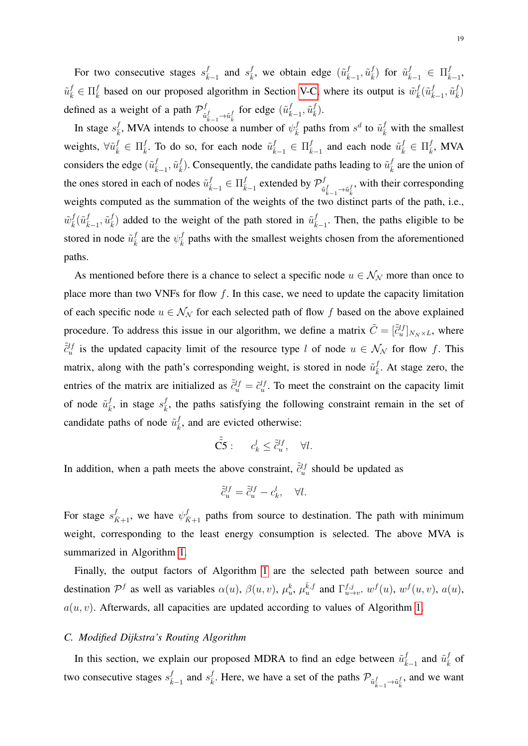For two consecutive stages $s^f_{\bar{k}-1}$ and $s^f_{\bar{k}}$, we obtain edge $(\tilde{u}^f_{\bar{k}-1}, \tilde{u}^f_{\bar{k}})$ for $\tilde{u}^f_{\bar{k}-1} \in \Pi^f_{\bar{k}-1}$, $\tilde{u}^f_{\bar{k}} \in \Pi^f_{\bar{k}}$ based on our proposed algorithm in Section V-C, where its output is $\tilde{w}^f_{\bar{k}}(\tilde{u}^f_{\bar{k}-1}, \tilde{u}^f_{\bar{k}})$ defined as a weight of a path $\mathcal{P}^f_{\tilde{u}^f_{\bar{k}-1} \to \tilde{u}^f_{\bar{k}}}$ for edge $(\tilde{u}^f_{\bar{k}-1}, \tilde{u}^f_{\bar{k}})$.

In stage $s^f_{\bar{k}}$, MVA intends to choose a number of $\psi^f_{\bar{k}}$ paths from $s^d$ to $\tilde{u}^f_{\bar{k}}$ with the smallest weights, $\forall \tilde{u}^f_{\bar{k}} \in \Pi^f_{\bar{k}}$. To do so, for each node $\tilde{u}^f_{\bar{k}-1} \in \Pi^f_{\bar{k}-1}$ and each node $\tilde{u}^f_{\bar{k}} \in \Pi^f_{\bar{k}}$, MVA considers the edge $(\tilde{u}^f_{\bar{k}-1}, \tilde{u}^f_{\bar{k}})$. Consequently, the candidate paths leading to $\tilde{u}^f_{\bar{k}}$ are the union of the ones stored in each of nodes $\tilde{u}^f_{\bar{k}-1} \in \Pi^f_{\bar{k}-1}$ extended by $\mathcal{P}^f_{\tilde{u}^f_{\bar{k}-1} \to \tilde{u}^f_{\bar{k}}}$, with their corresponding weights computed as the summation of the weights of the two distinct parts of the path, i.e., $\tilde{w}^f_{\bar{k}}(\tilde{u}^f_{\bar{k}-1}, \tilde{u}^f_{\bar{k}})$ added to the weight of the path stored in $\tilde{u}^f_{\bar{k}-1}$. Then, the paths eligible to be stored in node $\tilde{u}^f_{\bar{k}}$ are the $\psi^f_{\bar{k}}$ paths with the smallest weights chosen from the aforementioned paths.

As mentioned before there is a chance to select a specific node $u \in \mathcal{N}_{\mathcal{N}}$ more than once to place more than two VNFs for flow $f$. In this case, we need to update the capacity limitation of each specific node $u \in \mathcal{N}_{\mathcal{N}}$ for each selected path of flow $f$ based on the above explained procedure. To address this issue in our algorithm, we define a matrix $\tilde{C} = [\tilde{\tilde{c}}^{lf}_u]_{N_{\mathcal{N}} \times L}$, where $\tilde{\tilde{c}}^{lf}_u$ is the updated capacity limit of the resource type $l$ of node $u \in \mathcal{N}_{\mathcal{N}}$ for flow $f$. This matrix, along with the path's corresponding weight, is stored in node $\tilde{u}^f_{\bar{k}}$. At stage zero, the entries of the matrix are initialized as $\tilde{\tilde{c}}^{lf}_u = \tilde{c}^{lf}_u$. To meet the constraint on the capacity limit of node $\tilde{u}^f_{\bar{k}}$, in stage $s^f_{\bar{k}}$, the paths satisfying the following constraint remain in the set of candidate paths of node $\tilde{u}^f_{\bar{k}}$, and are evicted otherwise:

$$\tilde{\tilde{\mathrm{C}}}5: \quad c^l_k \leq \tilde{\tilde{c}}^{lf}_u, \quad \forall l.$$

In addition, when a path meets the above constraint, $\tilde{\tilde{c}}^{lf}_u$ should be updated as

$$\tilde{\tilde{c}}^{lf}_u = \tilde{\tilde{c}}^{lf}_u - c^l_k, \quad \forall l.$$

For stage $s^f_{\bar{K}+1}$, we have $\psi^f_{\bar{K}+1}$ paths from source to destination. The path with minimum weight, corresponding to the least energy consumption is selected. The above MVA is summarized in Algorithm 1.

Finally, the output factors of Algorithm 1 are the selected path between source and destination $\mathcal{P}^f$ as well as variables $\alpha(u)$, $\beta(u, v)$, $\mu^k_u$, $\mu^{\bar{k},f}_u$ and $\Gamma^{f,j}_{u \to v}$. $w^f(u)$, $w^f(u, v)$, $a(u)$, $a(u, v)$. Afterwards, all capacities are updated according to values of Algorithm 1.

### *C. Modified Dijkstra's Routing Algorithm*

In this section, we explain our proposed MDRA to find an edge between $\tilde{u}^f_{\bar{k}-1}$ and $\tilde{u}^f_{\bar{k}}$ of two consecutive stages $s^f_{\bar{k}-1}$ and $s^f_{\bar{k}}$. Here, we have a set of the paths $\mathcal{P}_{\tilde{u}^f_{\bar{k}-1} \to \tilde{u}^f_{\bar{k}}}$, and we want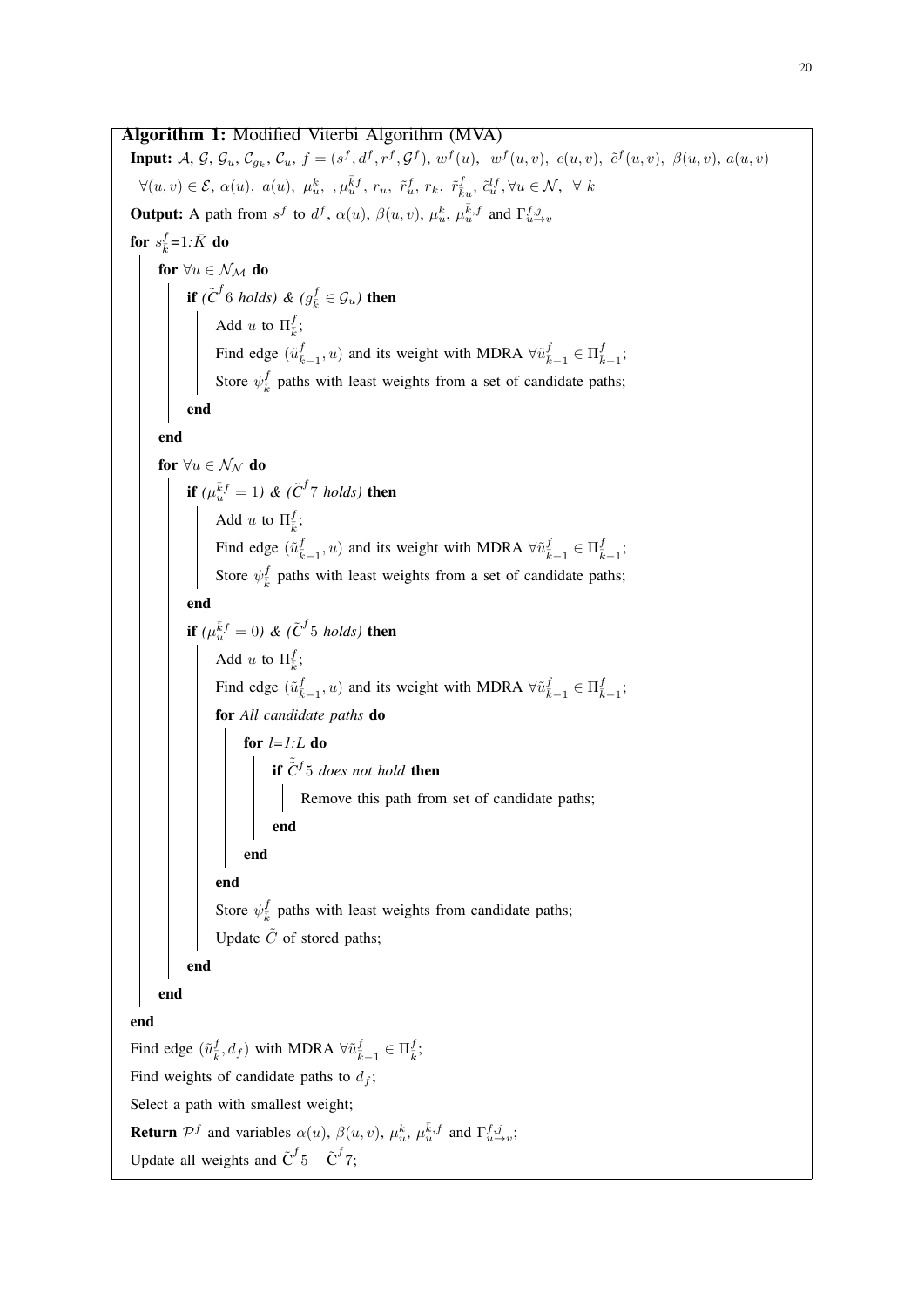**Algorithm 1:** Modified Viterbi Algorithm (MVA)

```
Input: A, G, G_u, C_{g_k}, C_u, f = (s^f, d^f, r^f, G^f), w^f(u), w^f(u,v), c(u,v), c̃^f(u,v), β(u,v), a(u,v)
       ∀(u,v) ∈ E, α(u), a(u), μ_u^k, , μ_u^{k̄f}, r_u, r̃_u^f, r_k, r̃_{k̄u}^f, c̃_u^{lf}, ∀u ∈ N, ∀ k
Output: A path from s^f to d^f, α(u), β(u,v), μ_u^k, μ_u^{k̄,f} and Γ_{u→v}^{f,j}
for s_k̄^f=1:K̄ do
    for ∀u ∈ N_M do
        if (C̃^f 6 holds) & (g_k̄^f ∈ G_u) then
            Add u to Π_k̄^f;
            Find edge (ũ_{k̄-1}^f, u) and its weight with MDRA ∀ũ_{k̄-1}^f ∈ Π_{k̄-1}^f;
            Store ψ_k̄^f paths with least weights from a set of candidate paths;
        end
    end
    for ∀u ∈ N_N do
        if (μ_u^{k̄f} = 1) & (C̃^f 7 holds) then
            Add u to Π_k̄^f;
            Find edge (ũ_{k̄-1}^f, u) and its weight with MDRA ∀ũ_{k̄-1}^f ∈ Π_{k̄-1}^f;
            Store ψ_k̄^f paths with least weights from a set of candidate paths;
        end
        if (μ_u^{k̄f} = 0) & (C̃^f 5 holds) then
            Add u to Π_k̄^f;
            Find edge (ũ_{k̄-1}^f, u) and its weight with MDRA ∀ũ_{k̄-1}^f ∈ Π_{k̄-1}^f;
            for All candidate paths do
                for l=1:L do
                    if C̃̃^f 5 does not hold then
                        Remove this path from set of candidate paths;
                    end
                end
            end
            Store ψ_k̄^f paths with least weights from candidate paths;
            Update C̃ of stored paths;
        end
    end
end
Find edge (ũ_k̄^f, d_f) with MDRA ∀ũ_{k̄-1}^f ∈ Π_k̄^f;
Find weights of candidate paths to d_f;
Select a path with smallest weight;
Return P^f and variables α(u), β(u,v), μ_u^k, μ_u^{k̄,f} and Γ_{u→v}^{f,j};
Update all weights and C̃^f 5 – C̃^f 7;
```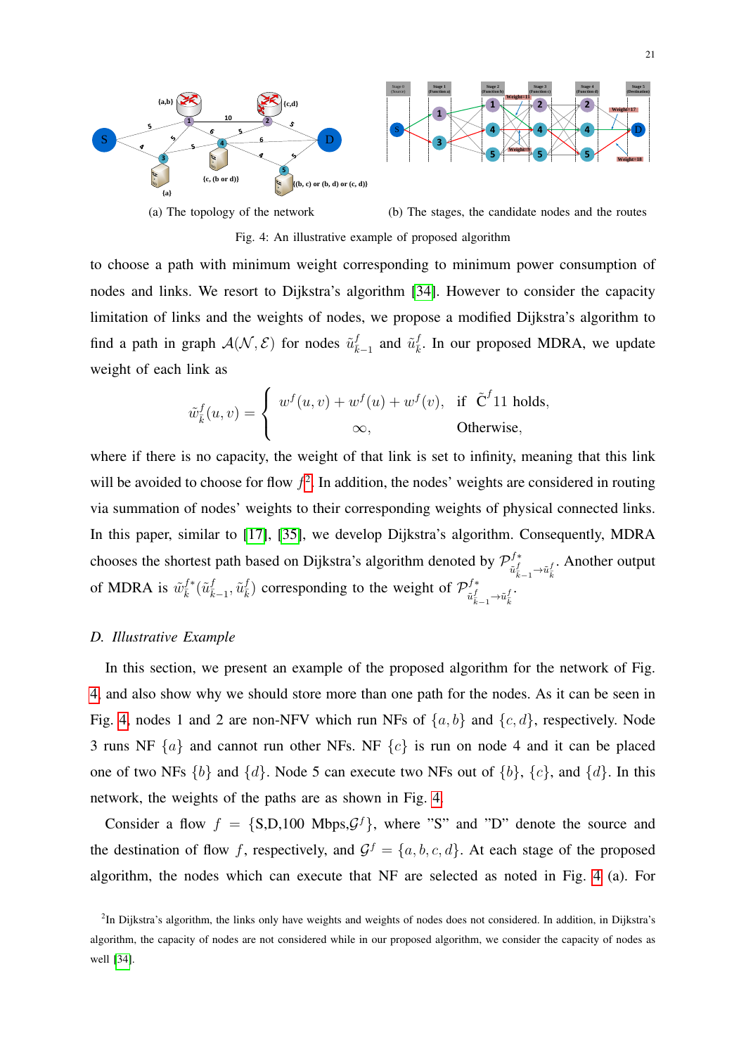(a) The topology of the network

(b) The stages, the candidate nodes and the routes

Fig. 4: An illustrative example of proposed algorithm

to choose a path with minimum weight corresponding to minimum power consumption of nodes and links. We resort to Dijkstra's algorithm [34]. However to consider the capacity limitation of links and the weights of nodes, we propose a modified Dijkstra's algorithm to find a path in graph $\mathcal{A}(\mathcal{N},\mathcal{E})$ for nodes $\tilde{u}^f_{k-1}$ and $\tilde{u}^f_k$. In our proposed MDRA, we update weight of each link as

$$\tilde{w}^f_k(u,v) = \begin{cases} w^f(u,v) + w^f(u) + w^f(v), & \text{if } \tilde{\mathrm{C}}^f 11 \text{ holds}, \\ \infty, & \text{Otherwise}, \end{cases}$$

where if there is no capacity, the weight of that link is set to infinity, meaning that this link will be avoided to choose for flow $f$[2]. In addition, the nodes' weights are considered in routing via summation of nodes' weights to their corresponding weights of physical connected links. In this paper, similar to [17], [35], we develop Dijkstra's algorithm. Consequently, MDRA chooses the shortest path based on Dijkstra's algorithm denoted by $\mathcal{P}^{f*}_{\tilde{u}^f_{k-1}\to\tilde{u}^f_k}$. Another output of MDRA is $\tilde{w}^{f*}_k(\tilde{u}^f_{k-1},\tilde{u}^f_k)$ corresponding to the weight of $\mathcal{P}^{f*}_{\tilde{u}^f_{k-1}\to\tilde{u}^f_k}$.

### D. Illustrative Example

In this section, we present an example of the proposed algorithm for the network of Fig. 4, and also show why we should store more than one path for the nodes. As it can be seen in Fig. 4, nodes 1 and 2 are non-NFV which run NFs of $\{a,b\}$ and $\{c,d\}$, respectively. Node 3 runs NF $\{a\}$ and cannot run other NFs. NF $\{c\}$ is run on node 4 and it can be placed one of two NFs $\{b\}$ and $\{d\}$. Node 5 can execute two NFs out of $\{b\}$, $\{c\}$, and $\{d\}$. In this network, the weights of the paths are as shown in Fig. 4.

Consider a flow $f = \{$S,D,100 Mbps,$\mathcal{G}^f\}$, where "S" and "D" denote the source and the destination of flow $f$, respectively, and $\mathcal{G}^f = \{a,b,c,d\}$. At each stage of the proposed algorithm, the nodes which can execute that NF are selected as noted in Fig. 4 (a). For

[2] In Dijkstra's algorithm, the links only have weights and weights of nodes does not considered. In addition, in Dijkstra's algorithm, the capacity of nodes are not considered while in our proposed algorithm, we consider the capacity of nodes as well [34].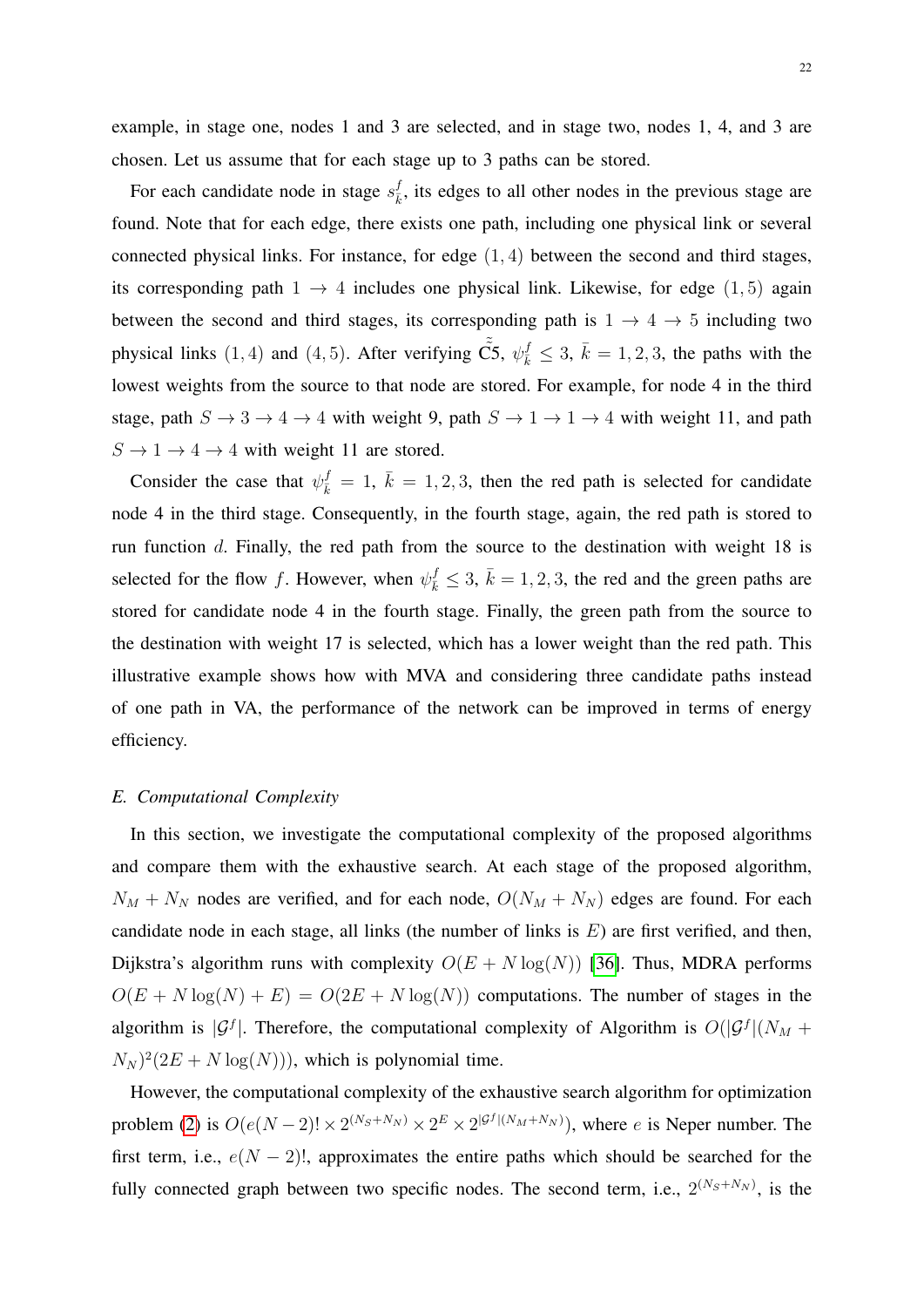example, in stage one, nodes 1 and 3 are selected, and in stage two, nodes 1, 4, and 3 are chosen. Let us assume that for each stage up to 3 paths can be stored.

For each candidate node in stage $s^f_{\bar{k}}$, its edges to all other nodes in the previous stage are found. Note that for each edge, there exists one path, including one physical link or several connected physical links. For instance, for edge $(1, 4)$ between the second and third stages, its corresponding path $1 \rightarrow 4$ includes one physical link. Likewise, for edge $(1, 5)$ again between the second and third stages, its corresponding path is $1 \rightarrow 4 \rightarrow 5$ including two physical links $(1, 4)$ and $(4, 5)$. After verifying $\tilde{\tilde{\text{C}}}5$, $\psi^f_{\bar{k}} \leq 3$, $\bar{k} = 1, 2, 3$, the paths with the lowest weights from the source to that node are stored. For example, for node 4 in the third stage, path $S \rightarrow 3 \rightarrow 4 \rightarrow 4$ with weight 9, path $S \rightarrow 1 \rightarrow 1 \rightarrow 4$ with weight 11, and path $S \rightarrow 1 \rightarrow 4 \rightarrow 4$ with weight 11 are stored.

Consider the case that $\psi^f_{\bar{k}} = 1$, $\bar{k} = 1, 2, 3$, then the red path is selected for candidate node 4 in the third stage. Consequently, in the fourth stage, again, the red path is stored to run function $d$. Finally, the red path from the source to the destination with weight 18 is selected for the flow $f$. However, when $\psi^f_{\bar{k}} \leq 3$, $\bar{k} = 1, 2, 3$, the red and the green paths are stored for candidate node 4 in the fourth stage. Finally, the green path from the source to the destination with weight 17 is selected, which has a lower weight than the red path. This illustrative example shows how with MVA and considering three candidate paths instead of one path in VA, the performance of the network can be improved in terms of energy efficiency.

### E. Computational Complexity

In this section, we investigate the computational complexity of the proposed algorithms and compare them with the exhaustive search. At each stage of the proposed algorithm, $N_M + N_N$ nodes are verified, and for each node, $O(N_M + N_N)$ edges are found. For each candidate node in each stage, all links (the number of links is $E$) are first verified, and then, Dijkstra's algorithm runs with complexity $O(E + N\log(N))$ [36]. Thus, MDRA performs $O(E + N\log(N) + E) = O(2E + N\log(N))$ computations. The number of stages in the algorithm is $|\mathcal{G}^f|$. Therefore, the computational complexity of Algorithm is $O(|\mathcal{G}^f|(N_M + N_N)^2(2E + N\log(N)))$, which is polynomial time.

However, the computational complexity of the exhaustive search algorithm for optimization problem (2) is $O(e(N-2)! \times 2^{(N_S+N_N)} \times 2^E \times 2^{|\mathcal{G}^f|(N_M+N_N)})$, where $e$ is Neper number. The first term, i.e., $e(N-2)!$, approximates the entire paths which should be searched for the fully connected graph between two specific nodes. The second term, i.e., $2^{(N_S+N_N)}$, is the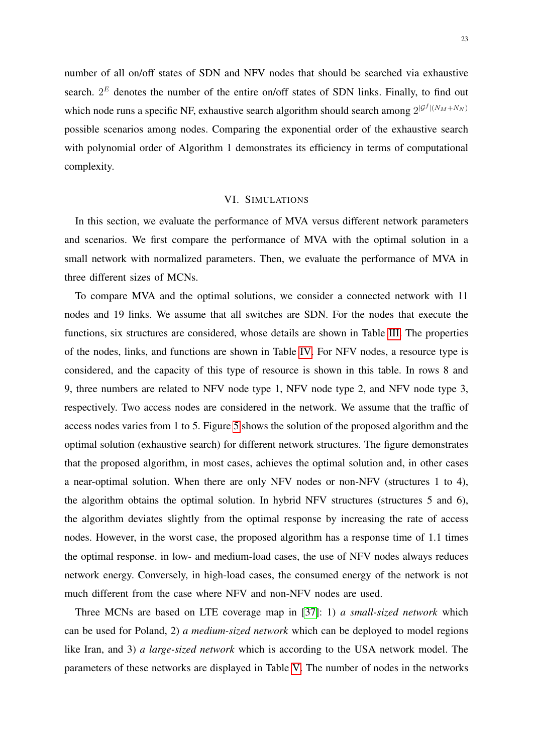number of all on/off states of SDN and NFV nodes that should be searched via exhaustive search. $2^E$ denotes the number of the entire on/off states of SDN links. Finally, to find out which node runs a specific NF, exhaustive search algorithm should search among $2^{|\mathcal{G}^f|(N_M+N_N)}$ possible scenarios among nodes. Comparing the exponential order of the exhaustive search with polynomial order of Algorithm 1 demonstrates its efficiency in terms of computational complexity.

## VI. Simulations

In this section, we evaluate the performance of MVA versus different network parameters and scenarios. We first compare the performance of MVA with the optimal solution in a small network with normalized parameters. Then, we evaluate the performance of MVA in three different sizes of MCNs.

To compare MVA and the optimal solutions, we consider a connected network with 11 nodes and 19 links. We assume that all switches are SDN. For the nodes that execute the functions, six structures are considered, whose details are shown in Table III. The properties of the nodes, links, and functions are shown in Table IV. For NFV nodes, a resource type is considered, and the capacity of this type of resource is shown in this table. In rows 8 and 9, three numbers are related to NFV node type 1, NFV node type 2, and NFV node type 3, respectively. Two access nodes are considered in the network. We assume that the traffic of access nodes varies from 1 to 5. Figure 5 shows the solution of the proposed algorithm and the optimal solution (exhaustive search) for different network structures. The figure demonstrates that the proposed algorithm, in most cases, achieves the optimal solution and, in other cases a near-optimal solution. When there are only NFV nodes or non-NFV (structures 1 to 4), the algorithm obtains the optimal solution. In hybrid NFV structures (structures 5 and 6), the algorithm deviates slightly from the optimal response by increasing the rate of access nodes. However, in the worst case, the proposed algorithm has a response time of 1.1 times the optimal response. in low- and medium-load cases, the use of NFV nodes always reduces network energy. Conversely, in high-load cases, the consumed energy of the network is not much different from the case where NFV and non-NFV nodes are used.

Three MCNs are based on LTE coverage map in [37]: 1) *a small-sized network* which can be used for Poland, 2) *a medium-sized network* which can be deployed to model regions like Iran, and 3) *a large-sized network* which is according to the USA network model. The parameters of these networks are displayed in Table V. The number of nodes in the networks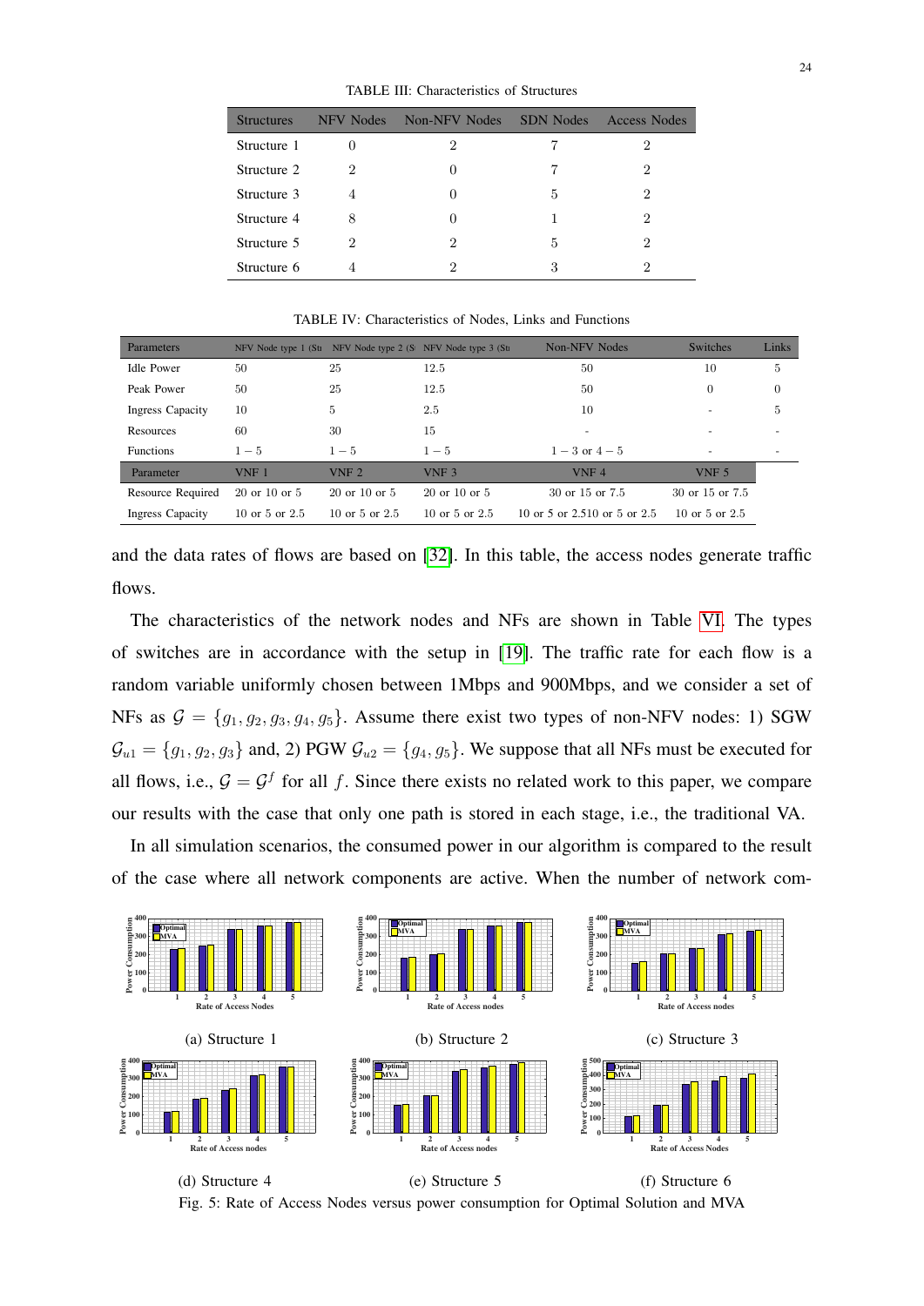TABLE III: Characteristics of Structures

| Structures | NFV Nodes | Non-NFV Nodes | SDN Nodes | Access Nodes |
|---|---|---|---|---|
| Structure 1 | 0 | 2 | 7 | 2 |
| Structure 2 | 2 | 0 | 7 | 2 |
| Structure 3 | 4 | 0 | 5 | 2 |
| Structure 4 | 8 | 0 | 1 | 2 |
| Structure 5 | 2 | 2 | 5 | 2 |
| Structure 6 | 4 | 2 | 3 | 2 |

TABLE IV: Characteristics of Nodes, Links and Functions

| Parameters | NFV Node type 1 (Sti | NFV Node type 2 (S | NFV Node type 3 (Sti | Non-NFV Nodes | Switches | Links |
|---|---|---|---|---|---|---|
| Idle Power | 50 | 25 | 12.5 | 50 | 10 | 5 |
| Peak Power | 50 | 25 | 12.5 | 50 | 0 | 0 |
| Ingress Capacity | 10 | 5 | 2.5 | 10 | - | 5 |
| Resources | 60 | 30 | 15 | - | - | - |
| Functions | $1-5$ | $1-5$ | $1-5$ | $1-3$ or $4-5$ | - | - |
| Parameter | VNF 1 | VNF 2 | VNF 3 | VNF 4 | VNF 5 | |
| Resource Required | 20 or 10 or 5 | 20 or 10 or 5 | 20 or 10 or 5 | 30 or 15 or 7.5 | 30 or 15 or 7.5 | |
| Ingress Capacity | 10 or 5 or 2.5 | 10 or 5 or 2.5 | 10 or 5 or 2.5 | 10 or 5 or 2.510 or 5 or 2.5 | 10 or 5 or 2.5 | |

and the data rates of flows are based on [32]. In this table, the access nodes generate traffic flows.

The characteristics of the network nodes and NFs are shown in Table VI. The types of switches are in accordance with the setup in [19]. The traffic rate for each flow is a random variable uniformly chosen between 1Mbps and 900Mbps, and we consider a set of NFs as $\mathcal{G} = \{g_1, g_2, g_3, g_4, g_5\}$. Assume there exist two types of non-NFV nodes: 1) SGW $\mathcal{G}_{u1} = \{g_1, g_2, g_3\}$ and, 2) PGW $\mathcal{G}_{u2} = \{g_4, g_5\}$. We suppose that all NFs must be executed for all flows, i.e., $\mathcal{G} = \mathcal{G}^f$ for all $f$. Since there exists no related work to this paper, we compare our results with the case that only one path is stored in each stage, i.e., the traditional VA.

In all simulation scenarios, the consumed power in our algorithm is compared to the result of the case where all network components are active. When the number of network com-

(a) Structure 1 (b) Structure 2 (c) Structure 3

(d) Structure 4 (e) Structure 5 (f) Structure 6

Fig. 5: Rate of Access Nodes versus power consumption for Optimal Solution and MVA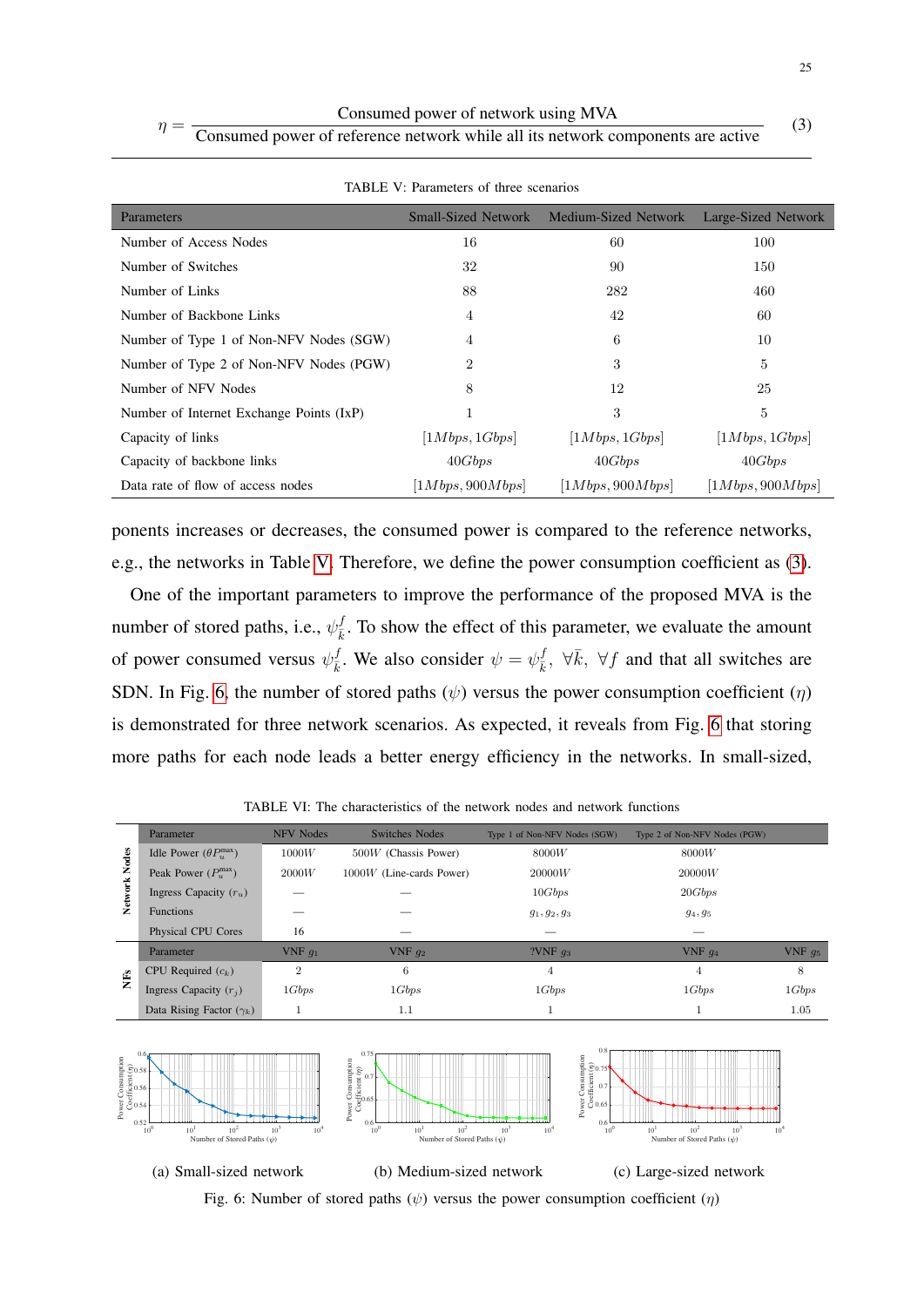$$\eta = \frac{\text{Consumed power of network using MVA}}{\text{Consumed power of reference network while all its network components are active}} \quad (3)$$

TABLE V: Parameters of three scenarios

| Parameters | Small-Sized Network | Medium-Sized Network | Large-Sized Network |
|---|---|---|---|
| Number of Access Nodes | 16 | 60 | 100 |
| Number of Switches | 32 | 90 | 150 |
| Number of Links | 88 | 282 | 460 |
| Number of Backbone Links | 4 | 42 | 60 |
| Number of Type 1 of Non-NFV Nodes (SGW) | 4 | 6 | 10 |
| Number of Type 2 of Non-NFV Nodes (PGW) | 2 | 3 | 5 |
| Number of NFV Nodes | 8 | 12 | 25 |
| Number of Internet Exchange Points (IxP) | 1 | 3 | 5 |
| Capacity of links | $[1Mbps, 1Gbps]$ | $[1Mbps, 1Gbps]$ | $[1Mbps, 1Gbps]$ |
| Capacity of backbone links | $40Gbps$ | $40Gbps$ | $40Gbps$ |
| Data rate of flow of access nodes | $[1Mbps, 900Mbps]$ | $[1Mbps, 900Mbps]$ | $[1Mbps, 900Mbps]$ |

ponents increases or decreases, the consumed power is compared to the reference networks, e.g., the networks in Table V. Therefore, we define the power consumption coefficient as (3).

One of the important parameters to improve the performance of the proposed MVA is the number of stored paths, i.e., $\psi_k^f$. To show the effect of this parameter, we evaluate the amount of power consumed versus $\psi_k^f$. We also consider $\psi = \psi_k^f$, $\forall k$, $\forall f$ and that all switches are SDN. In Fig. 6, the number of stored paths ($\psi$) versus the power consumption coefficient ($\eta$) is demonstrated for three network scenarios. As expected, it reveals from Fig. 6 that storing more paths for each node leads a better energy efficiency in the networks. In small-sized,

TABLE VI: The characteristics of the network nodes and network functions

| | Parameter | NFV Nodes | Switches Nodes | Type 1 of Non-NFV Nodes (SGW) | Type 2 of Non-NFV Nodes (PGW) | |
|---|---|---|---|---|---|---|
| Network Nodes | Idle Power ($\theta P_u^{\max}$) | $1000W$ | $500W$ (Chassis Power) | $8000W$ | $8000W$ | |
| | Peak Power ($P_u^{\max}$) | $2000W$ | $1000W$ (Line-cards Power) | $20000W$ | $20000W$ | |
| | Ingress Capacity ($r_u$) | — | — | $10Gbps$ | $20Gbps$ | |
| | Functions | — | — | $g_1, g_2, g_3$ | $g_4, g_5$ | |
| | Physical CPU Cores | 16 | — | — | — | |
| NFs | Parameter | VNF $g_1$ | VNF $g_2$ | ?VNF $g_3$ | VNF $g_4$ | VNF $g_5$ |
| | CPU Required ($c_k$) | 2 | 6 | 4 | 4 | 8 |
| | Ingress Capacity ($r_j$) | $1Gbps$ | $1Gbps$ | $1Gbps$ | $1Gbps$ | $1Gbps$ |
| | Data Rising Factor ($\gamma_k$) | 1 | 1.1 | 1 | 1 | 1.05 |

(a) Small-sized network (b) Medium-sized network (c) Large-sized network

Fig. 6: Number of stored paths ($\psi$) versus the power consumption coefficient ($\eta$)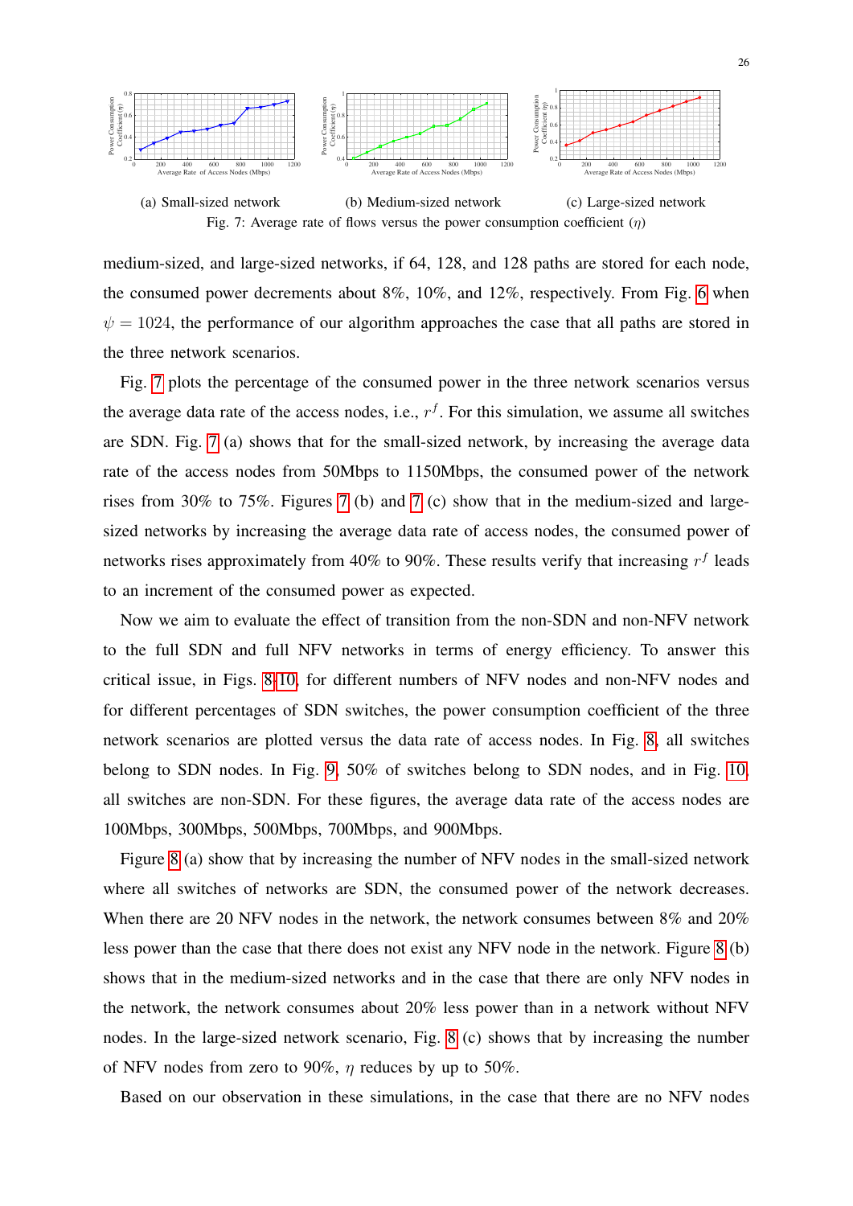(a) Small-sized network (b) Medium-sized network (c) Large-sized network

Fig. 7: Average rate of flows versus the power consumption coefficient ($\eta$)

medium-sized, and large-sized networks, if 64, 128, and 128 paths are stored for each node, the consumed power decrements about 8%, 10%, and 12%, respectively. From Fig. 6 when $\psi = 1024$, the performance of our algorithm approaches the case that all paths are stored in the three network scenarios.

Fig. 7 plots the percentage of the consumed power in the three network scenarios versus the average data rate of the access nodes, i.e., $r^f$. For this simulation, we assume all switches are SDN. Fig. 7 (a) shows that for the small-sized network, by increasing the average data rate of the access nodes from 50Mbps to 1150Mbps, the consumed power of the network rises from 30% to 75%. Figures 7 (b) and 7 (c) show that in the medium-sized and large-sized networks by increasing the average data rate of access nodes, the consumed power of networks rises approximately from 40% to 90%. These results verify that increasing $r^f$ leads to an increment of the consumed power as expected.

Now we aim to evaluate the effect of transition from the non-SDN and non-NFV network to the full SDN and full NFV networks in terms of energy efficiency. To answer this critical issue, in Figs. 8-10, for different numbers of NFV nodes and non-NFV nodes and for different percentages of SDN switches, the power consumption coefficient of the three network scenarios are plotted versus the data rate of access nodes. In Fig. 8, all switches belong to SDN nodes. In Fig. 9, 50% of switches belong to SDN nodes, and in Fig. 10, all switches are non-SDN. For these figures, the average data rate of the access nodes are 100Mbps, 300Mbps, 500Mbps, 700Mbps, and 900Mbps.

Figure 8 (a) show that by increasing the number of NFV nodes in the small-sized network where all switches of networks are SDN, the consumed power of the network decreases. When there are 20 NFV nodes in the network, the network consumes between 8% and 20% less power than the case that there does not exist any NFV node in the network. Figure 8 (b) shows that in the medium-sized networks and in the case that there are only NFV nodes in the network, the network consumes about 20% less power than in a network without NFV nodes. In the large-sized network scenario, Fig. 8 (c) shows that by increasing the number of NFV nodes from zero to 90%, $\eta$ reduces by up to 50%.

Based on our observation in these simulations, in the case that there are no NFV nodes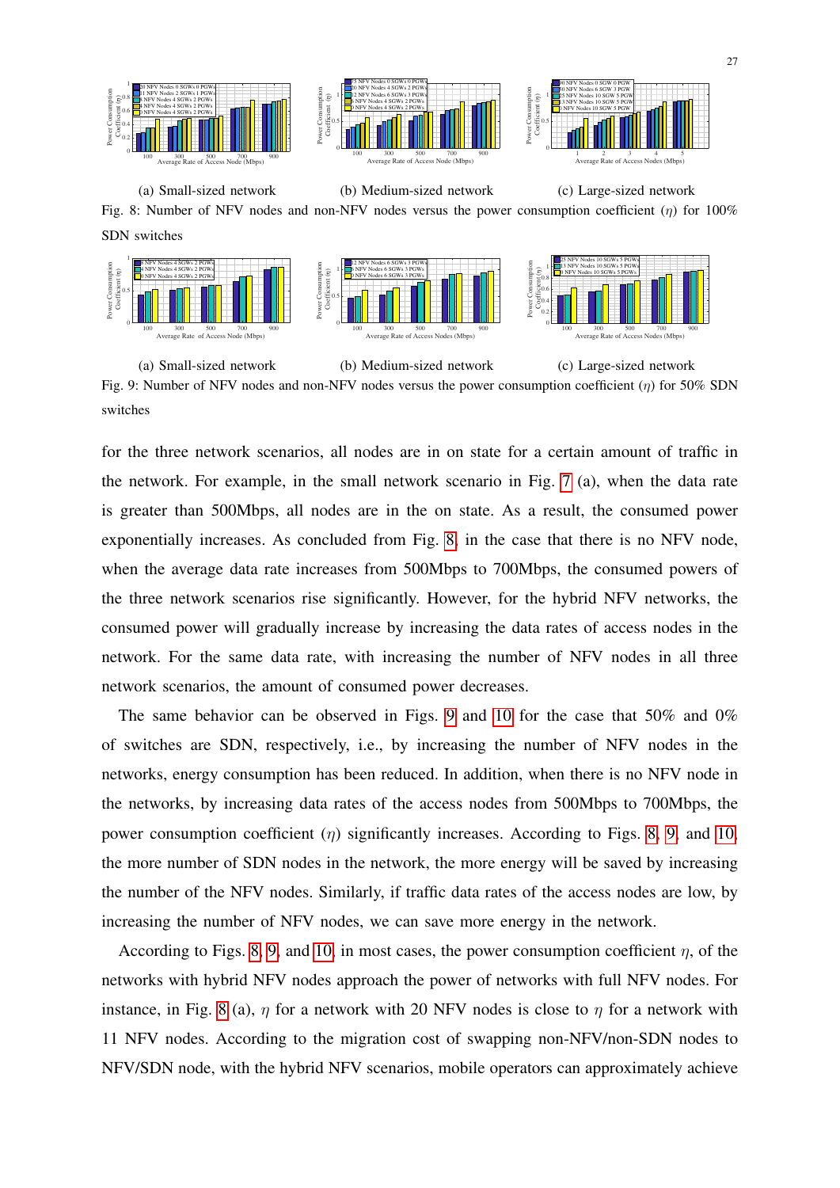(a) Small-sized network (b) Medium-sized network (c) Large-sized network

Fig. 8: Number of NFV nodes and non-NFV nodes versus the power consumption coefficient ($\eta$) for 100% SDN switches

(a) Small-sized network (b) Medium-sized network (c) Large-sized network

Fig. 9: Number of NFV nodes and non-NFV nodes versus the power consumption coefficient ($\eta$) for 50% SDN switches

for the three network scenarios, all nodes are in on state for a certain amount of traffic in the network. For example, in the small network scenario in Fig. 7 (a), when the data rate is greater than 500Mbps, all nodes are in the on state. As a result, the consumed power exponentially increases. As concluded from Fig. 8, in the case that there is no NFV node, when the average data rate increases from 500Mbps to 700Mbps, the consumed powers of the three network scenarios rise significantly. However, for the hybrid NFV networks, the consumed power will gradually increase by increasing the data rates of access nodes in the network. For the same data rate, with increasing the number of NFV nodes in all three network scenarios, the amount of consumed power decreases.

The same behavior can be observed in Figs. 9 and 10 for the case that 50% and 0% of switches are SDN, respectively, i.e., by increasing the number of NFV nodes in the networks, energy consumption has been reduced. In addition, when there is no NFV node in the networks, by increasing data rates of the access nodes from 500Mbps to 700Mbps, the power consumption coefficient ($\eta$) significantly increases. According to Figs. 8, 9, and 10, the more number of SDN nodes in the network, the more energy will be saved by increasing the number of the NFV nodes. Similarly, if traffic data rates of the access nodes are low, by increasing the number of NFV nodes, we can save more energy in the network.

According to Figs. 8, 9, and 10, in most cases, the power consumption coefficient $\eta$, of the networks with hybrid NFV nodes approach the power of networks with full NFV nodes. For instance, in Fig. 8 (a), $\eta$ for a network with 20 NFV nodes is close to $\eta$ for a network with 11 NFV nodes. According to the migration cost of swapping non-NFV/non-SDN nodes to NFV/SDN node, with the hybrid NFV scenarios, mobile operators can approximately achieve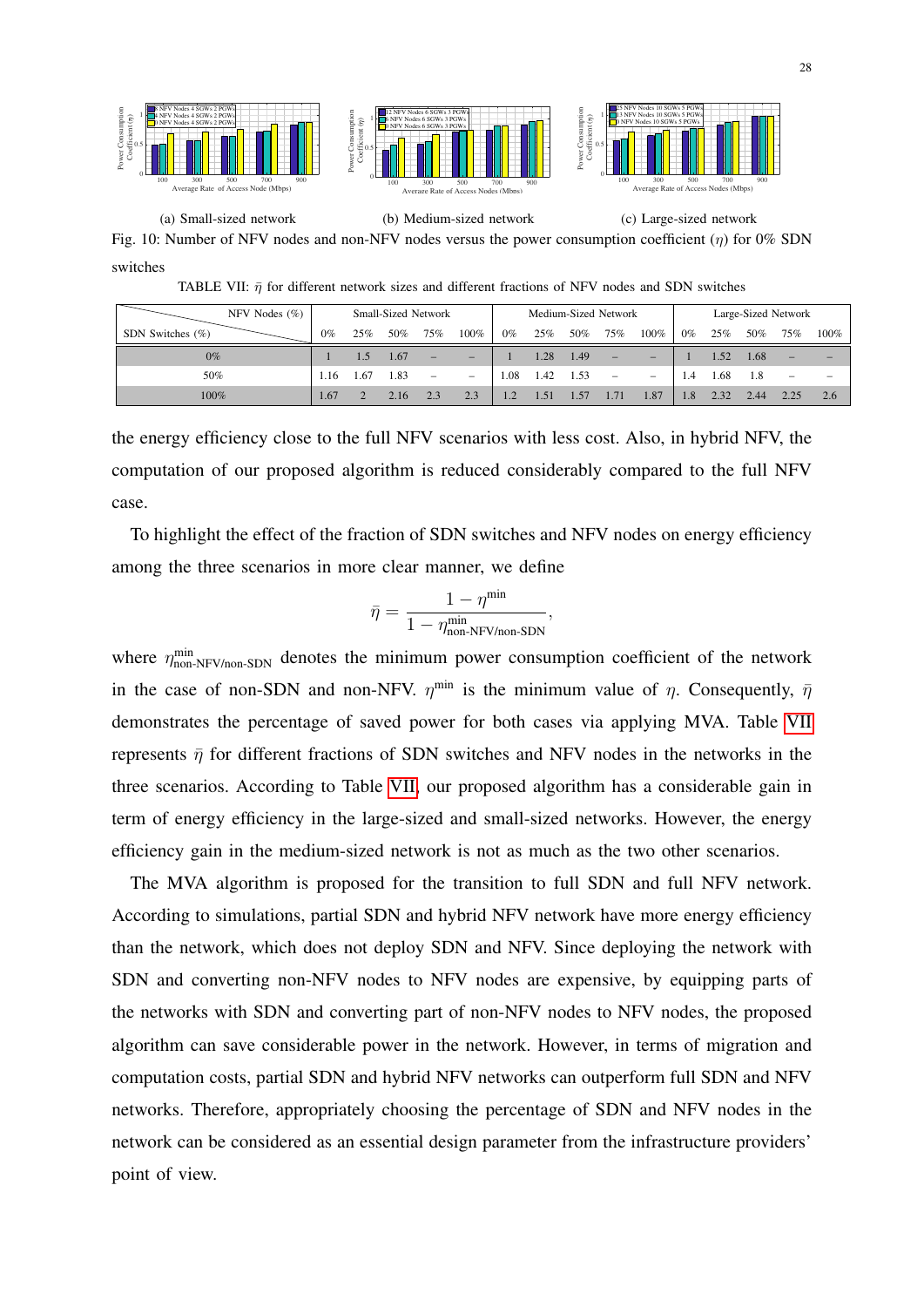(a) Small-sized network (b) Medium-sized network (c) Large-sized network

Fig. 10: Number of NFV nodes and non-NFV nodes versus the power consumption coefficient ($\eta$) for 0% SDN switches

TABLE VII: $\bar{\eta}$ for different network sizes and different fractions of NFV nodes and SDN switches

| NFV Nodes (%) / SDN Switches (%) | Small-Sized Network | | | | | Medium-Sized Network | | | | | Large-Sized Network | | | | |
|---|---|---|---|---|---|---|---|---|---|---|---|---|---|---|---|
| | 0% | 25% | 50% | 75% | 100% | 0% | 25% | 50% | 75% | 100% | 0% | 25% | 50% | 75% | 100% |
| 0% | 1 | 1.5 | 1.67 | – | – | 1 | 1.28 | 1.49 | – | – | 1 | 1.52 | 1.68 | – | – |
| 50% | 1.16 | 1.67 | 1.83 | – | – | 1.08 | 1.42 | 1.53 | – | – | 1.4 | 1.68 | 1.8 | – | – |
| 100% | 1.67 | 2 | 2.16 | 2.3 | 2.3 | 1.2 | 1.51 | 1.57 | 1.71 | 1.87 | 1.8 | 2.32 | 2.44 | 2.25 | 2.6 |

the energy efficiency close to the full NFV scenarios with less cost. Also, in hybrid NFV, the computation of our proposed algorithm is reduced considerably compared to the full NFV case.

To highlight the effect of the fraction of SDN switches and NFV nodes on energy efficiency among the three scenarios in more clear manner, we define

$$\bar{\eta} = \frac{1 - \eta^{\text{min}}}{1 - \eta^{\text{min}}_{\text{non-NFV/non-SDN}}},$$

where $\eta^{\text{min}}_{\text{non-NFV/non-SDN}}$ denotes the minimum power consumption coefficient of the network in the case of non-SDN and non-NFV. $\eta^{\text{min}}$ is the minimum value of $\eta$. Consequently, $\bar{\eta}$ demonstrates the percentage of saved power for both cases via applying MVA. Table VII represents $\bar{\eta}$ for different fractions of SDN switches and NFV nodes in the networks in the three scenarios. According to Table VII, our proposed algorithm has a considerable gain in term of energy efficiency in the large-sized and small-sized networks. However, the energy efficiency gain in the medium-sized network is not as much as the two other scenarios.

The MVA algorithm is proposed for the transition to full SDN and full NFV network. According to simulations, partial SDN and hybrid NFV network have more energy efficiency than the network, which does not deploy SDN and NFV. Since deploying the network with SDN and converting non-NFV nodes to NFV nodes are expensive, by equipping parts of the networks with SDN and converting part of non-NFV nodes to NFV nodes, the proposed algorithm can save considerable power in the network. However, in terms of migration and computation costs, partial SDN and hybrid NFV networks can outperform full SDN and NFV networks. Therefore, appropriately choosing the percentage of SDN and NFV nodes in the network can be considered as an essential design parameter from the infrastructure providers' point of view.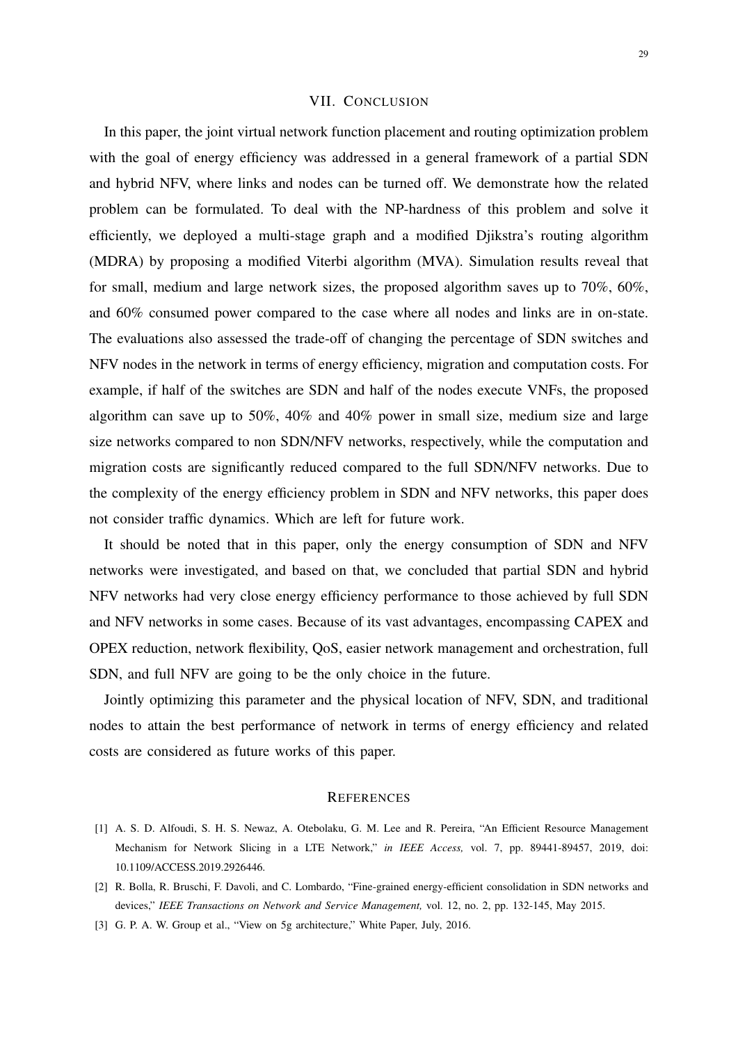## VII. Conclusion

In this paper, the joint virtual network function placement and routing optimization problem with the goal of energy efficiency was addressed in a general framework of a partial SDN and hybrid NFV, where links and nodes can be turned off. We demonstrate how the related problem can be formulated. To deal with the NP-hardness of this problem and solve it efficiently, we deployed a multi-stage graph and a modified Djikstra's routing algorithm (MDRA) by proposing a modified Viterbi algorithm (MVA). Simulation results reveal that for small, medium and large network sizes, the proposed algorithm saves up to 70%, 60%, and 60% consumed power compared to the case where all nodes and links are in on-state. The evaluations also assessed the trade-off of changing the percentage of SDN switches and NFV nodes in the network in terms of energy efficiency, migration and computation costs. For example, if half of the switches are SDN and half of the nodes execute VNFs, the proposed algorithm can save up to 50%, 40% and 40% power in small size, medium size and large size networks compared to non SDN/NFV networks, respectively, while the computation and migration costs are significantly reduced compared to the full SDN/NFV networks. Due to the complexity of the energy efficiency problem in SDN and NFV networks, this paper does not consider traffic dynamics. Which are left for future work.

It should be noted that in this paper, only the energy consumption of SDN and NFV networks were investigated, and based on that, we concluded that partial SDN and hybrid NFV networks had very close energy efficiency performance to those achieved by full SDN and NFV networks in some cases. Because of its vast advantages, encompassing CAPEX and OPEX reduction, network flexibility, QoS, easier network management and orchestration, full SDN, and full NFV are going to be the only choice in the future.

Jointly optimizing this parameter and the physical location of NFV, SDN, and traditional nodes to attain the best performance of network in terms of energy efficiency and related costs are considered as future works of this paper.

## References

[1] A. S. D. Alfoudi, S. H. S. Newaz, A. Otebolaku, G. M. Lee and R. Pereira, "An Efficient Resource Management Mechanism for Network Slicing in a LTE Network," *in IEEE Access,* vol. 7, pp. 89441-89457, 2019, doi: 10.1109/ACCESS.2019.2926446.

[2] R. Bolla, R. Bruschi, F. Davoli, and C. Lombardo, "Fine-grained energy-efficient consolidation in SDN networks and devices," *IEEE Transactions on Network and Service Management,* vol. 12, no. 2, pp. 132-145, May 2015.

[3] G. P. A. W. Group et al., "View on 5g architecture," White Paper, July, 2016.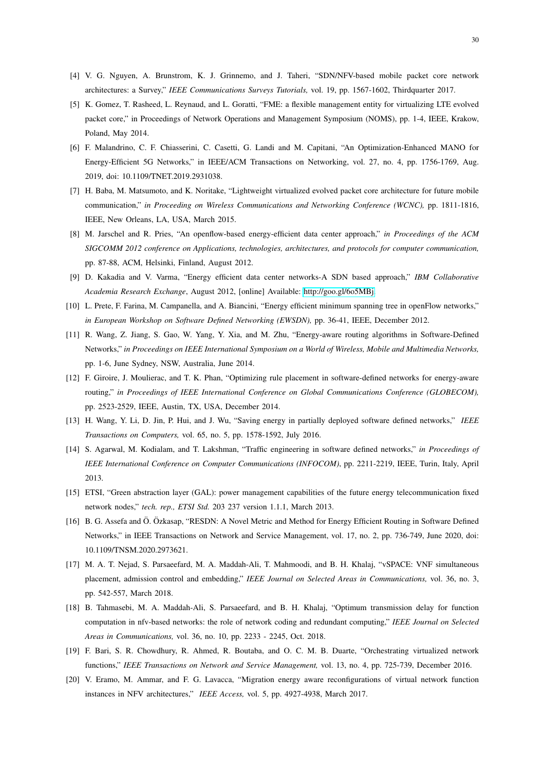[4] V. G. Nguyen, A. Brunstrom, K. J. Grinnemo, and J. Taheri, "SDN/NFV-based mobile packet core network architectures: a Survey," *IEEE Communications Surveys Tutorials,* vol. 19, pp. 1567-1602, Thirdquarter 2017.

[5] K. Gomez, T. Rasheed, L. Reynaud, and L. Goratti, "FME: a flexible management entity for virtualizing LTE evolved packet core," in Proceedings of Network Operations and Management Symposium (NOMS), pp. 1-4, IEEE, Krakow, Poland, May 2014.

[6] F. Malandrino, C. F. Chiasserini, C. Casetti, G. Landi and M. Capitani, "An Optimization-Enhanced MANO for Energy-Efficient 5G Networks," in IEEE/ACM Transactions on Networking, vol. 27, no. 4, pp. 1756-1769, Aug. 2019, doi: 10.1109/TNET.2019.2931038.

[7] H. Baba, M. Matsumoto, and K. Noritake, "Lightweight virtualized evolved packet core architecture for future mobile communication," *in Proceeding on Wireless Communications and Networking Conference (WCNC),* pp. 1811-1816, IEEE, New Orleans, LA, USA, March 2015.

[8] M. Jarschel and R. Pries, "An openflow-based energy-efficient data center approach," *in Proceedings of the ACM SIGCOMM 2012 conference on Applications, technologies, architectures, and protocols for computer communication,* pp. 87-88, ACM, Helsinki, Finland, August 2012.

[9] D. Kakadia and V. Varma, "Energy efficient data center networks-A SDN based approach," *IBM Collaborative Academia Research Exchange*, August 2012, [online] Available: http://goo.gl/6o5MBj.

[10] L. Prete, F. Farina, M. Campanella, and A. Biancini, "Energy efficient minimum spanning tree in openFlow networks," *in European Workshop on Software Defined Networking (EWSDN),* pp. 36-41, IEEE, December 2012.

[11] R. Wang, Z. Jiang, S. Gao, W. Yang, Y. Xia, and M. Zhu, "Energy-aware routing algorithms in Software-Defined Networks," *in Proceedings on IEEE International Symposium on a World of Wireless, Mobile and Multimedia Networks,* pp. 1-6, June Sydney, NSW, Australia, June 2014.

[12] F. Giroire, J. Moulierac, and T. K. Phan, "Optimizing rule placement in software-defined networks for energy-aware routing," *in Proceedings of IEEE International Conference on Global Communications Conference (GLOBECOM),* pp. 2523-2529, IEEE, Austin, TX, USA, December 2014.

[13] H. Wang, Y. Li, D. Jin, P. Hui, and J. Wu, "Saving energy in partially deployed software defined networks," *IEEE Transactions on Computers,* vol. 65, no. 5, pp. 1578-1592, July 2016.

[14] S. Agarwal, M. Kodialam, and T. Lakshman, "Traffic engineering in software defined networks," *in Proceedings of IEEE International Conference on Computer Communications (INFOCOM)*, pp. 2211-2219, IEEE, Turin, Italy, April 2013.

[15] ETSI, "Green abstraction layer (GAL): power management capabilities of the future energy telecommunication fixed network nodes," *tech. rep., ETSI Std.* 203 237 version 1.1.1, March 2013.

[16] B. G. Assefa and Ö. Özkasap, "RESDN: A Novel Metric and Method for Energy Efficient Routing in Software Defined Networks," in IEEE Transactions on Network and Service Management, vol. 17, no. 2, pp. 736-749, June 2020, doi: 10.1109/TNSM.2020.2973621.

[17] M. A. T. Nejad, S. Parsaeefard, M. A. Maddah-Ali, T. Mahmoodi, and B. H. Khalaj, "vSPACE: VNF simultaneous placement, admission control and embedding," *IEEE Journal on Selected Areas in Communications,* vol. 36, no. 3, pp. 542-557, March 2018.

[18] B. Tahmasebi, M. A. Maddah-Ali, S. Parsaeefard, and B. H. Khalaj, "Optimum transmission delay for function computation in nfv-based networks: the role of network coding and redundant computing," *IEEE Journal on Selected Areas in Communications,* vol. 36, no. 10, pp. 2233 - 2245, Oct. 2018.

[19] F. Bari, S. R. Chowdhury, R. Ahmed, R. Boutaba, and O. C. M. B. Duarte, "Orchestrating virtualized network functions," *IEEE Transactions on Network and Service Management,* vol. 13, no. 4, pp. 725-739, December 2016.

[20] V. Eramo, M. Ammar, and F. G. Lavacca, "Migration energy aware reconfigurations of virtual network function instances in NFV architectures," *IEEE Access,* vol. 5, pp. 4927-4938, March 2017.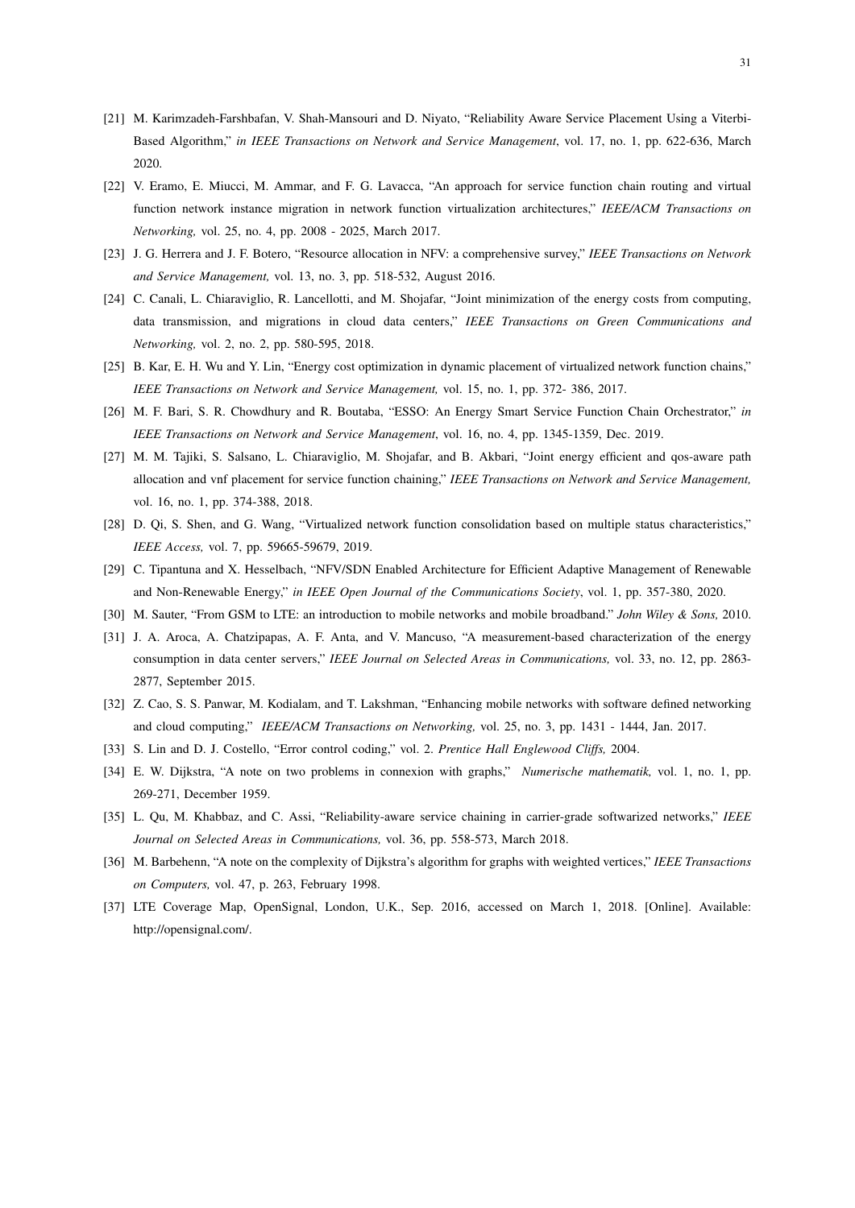[21] M. Karimzadeh-Farshbafan, V. Shah-Mansouri and D. Niyato, "Reliability Aware Service Placement Using a Viterbi-Based Algorithm," *in IEEE Transactions on Network and Service Management*, vol. 17, no. 1, pp. 622-636, March 2020.

[22] V. Eramo, E. Miucci, M. Ammar, and F. G. Lavacca, "An approach for service function chain routing and virtual function network instance migration in network function virtualization architectures," *IEEE/ACM Transactions on Networking,* vol. 25, no. 4, pp. 2008 - 2025, March 2017.

[23] J. G. Herrera and J. F. Botero, "Resource allocation in NFV: a comprehensive survey," *IEEE Transactions on Network and Service Management,* vol. 13, no. 3, pp. 518-532, August 2016.

[24] C. Canali, L. Chiaraviglio, R. Lancellotti, and M. Shojafar, "Joint minimization of the energy costs from computing, data transmission, and migrations in cloud data centers," *IEEE Transactions on Green Communications and Networking,* vol. 2, no. 2, pp. 580-595, 2018.

[25] B. Kar, E. H. Wu and Y. Lin, "Energy cost optimization in dynamic placement of virtualized network function chains," *IEEE Transactions on Network and Service Management,* vol. 15, no. 1, pp. 372- 386, 2017.

[26] M. F. Bari, S. R. Chowdhury and R. Boutaba, "ESSO: An Energy Smart Service Function Chain Orchestrator," *in IEEE Transactions on Network and Service Management*, vol. 16, no. 4, pp. 1345-1359, Dec. 2019.

[27] M. M. Tajiki, S. Salsano, L. Chiaraviglio, M. Shojafar, and B. Akbari, "Joint energy efficient and qos-aware path allocation and vnf placement for service function chaining," *IEEE Transactions on Network and Service Management,* vol. 16, no. 1, pp. 374-388, 2018.

[28] D. Qi, S. Shen, and G. Wang, "Virtualized network function consolidation based on multiple status characteristics," *IEEE Access,* vol. 7, pp. 59665-59679, 2019.

[29] C. Tipantuna and X. Hesselbach, "NFV/SDN Enabled Architecture for Efficient Adaptive Management of Renewable and Non-Renewable Energy," *in IEEE Open Journal of the Communications Society*, vol. 1, pp. 357-380, 2020.

[30] M. Sauter, "From GSM to LTE: an introduction to mobile networks and mobile broadband." *John Wiley & Sons,* 2010.

[31] J. A. Aroca, A. Chatzipapas, A. F. Anta, and V. Mancuso, "A measurement-based characterization of the energy consumption in data center servers," *IEEE Journal on Selected Areas in Communications,* vol. 33, no. 12, pp. 2863-2877, September 2015.

[32] Z. Cao, S. S. Panwar, M. Kodialam, and T. Lakshman, "Enhancing mobile networks with software defined networking and cloud computing," *IEEE/ACM Transactions on Networking,* vol. 25, no. 3, pp. 1431 - 1444, Jan. 2017.

[33] S. Lin and D. J. Costello, "Error control coding," vol. 2. *Prentice Hall Englewood Cliffs,* 2004.

[34] E. W. Dijkstra, "A note on two problems in connexion with graphs," *Numerische mathematik,* vol. 1, no. 1, pp. 269-271, December 1959.

[35] L. Qu, M. Khabbaz, and C. Assi, "Reliability-aware service chaining in carrier-grade softwarized networks," *IEEE Journal on Selected Areas in Communications,* vol. 36, pp. 558-573, March 2018.

[36] M. Barbehenn, "A note on the complexity of Dijkstra's algorithm for graphs with weighted vertices," *IEEE Transactions on Computers,* vol. 47, p. 263, February 1998.

[37] LTE Coverage Map, OpenSignal, London, U.K., Sep. 2016, accessed on March 1, 2018. [Online]. Available: http://opensignal.com/.